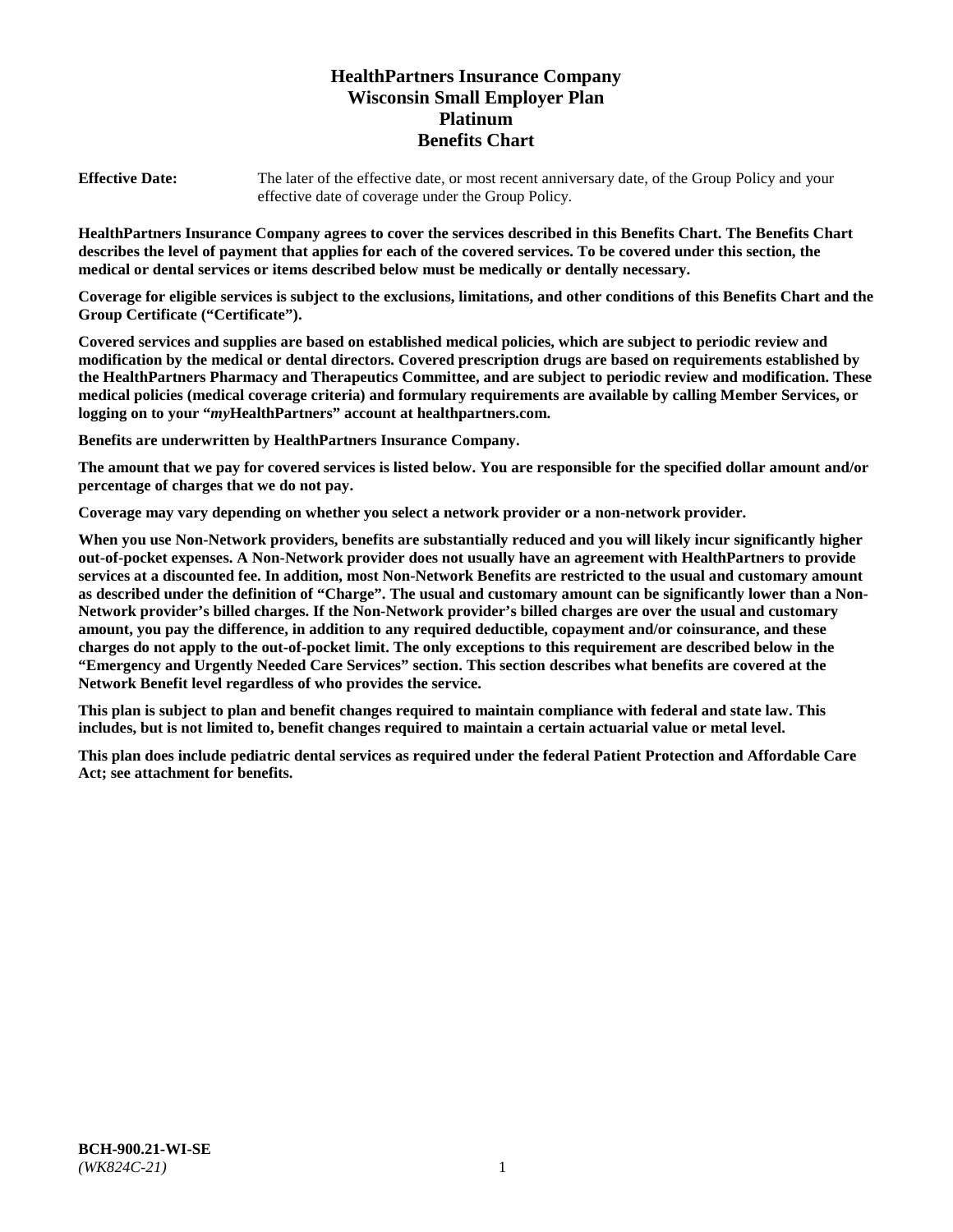# HealthPartners Insurance Company
# Wisconsin Small Employer Plan
# Platinum
# Benefits Chart

**Effective Date:** The later of the effective date, or most recent anniversary date, of the Group Policy and your effective date of coverage under the Group Policy.

**HealthPartners Insurance Company agrees to cover the services described in this Benefits Chart. The Benefits Chart describes the level of payment that applies for each of the covered services. To be covered under this section, the medical or dental services or items described below must be medically or dentally necessary.**

**Coverage for eligible services is subject to the exclusions, limitations, and other conditions of this Benefits Chart and the Group Certificate ("Certificate").**

**Covered services and supplies are based on established medical policies, which are subject to periodic review and modification by the medical or dental directors. Covered prescription drugs are based on requirements established by the HealthPartners Pharmacy and Therapeutics Committee, and are subject to periodic review and modification. These medical policies (medical coverage criteria) and formulary requirements are available by calling Member Services, or logging on to your "*my*HealthPartners" account at healthpartners.com.**

**Benefits are underwritten by HealthPartners Insurance Company.**

**The amount that we pay for covered services is listed below. You are responsible for the specified dollar amount and/or percentage of charges that we do not pay.**

**Coverage may vary depending on whether you select a network provider or a non-network provider.**

**When you use Non-Network providers, benefits are substantially reduced and you will likely incur significantly higher out-of-pocket expenses. A Non-Network provider does not usually have an agreement with HealthPartners to provide services at a discounted fee. In addition, most Non-Network Benefits are restricted to the usual and customary amount as described under the definition of "Charge". The usual and customary amount can be significantly lower than a Non-Network provider's billed charges. If the Non-Network provider's billed charges are over the usual and customary amount, you pay the difference, in addition to any required deductible, copayment and/or coinsurance, and these charges do not apply to the out-of-pocket limit. The only exceptions to this requirement are described below in the "Emergency and Urgently Needed Care Services" section. This section describes what benefits are covered at the Network Benefit level regardless of who provides the service.**

**This plan is subject to plan and benefit changes required to maintain compliance with federal and state law. This includes, but is not limited to, benefit changes required to maintain a certain actuarial value or metal level.**

**This plan does include pediatric dental services as required under the federal Patient Protection and Affordable Care Act; see attachment for benefits.**

**BCH-900.21-WI-SE**
*(WK824C-21)*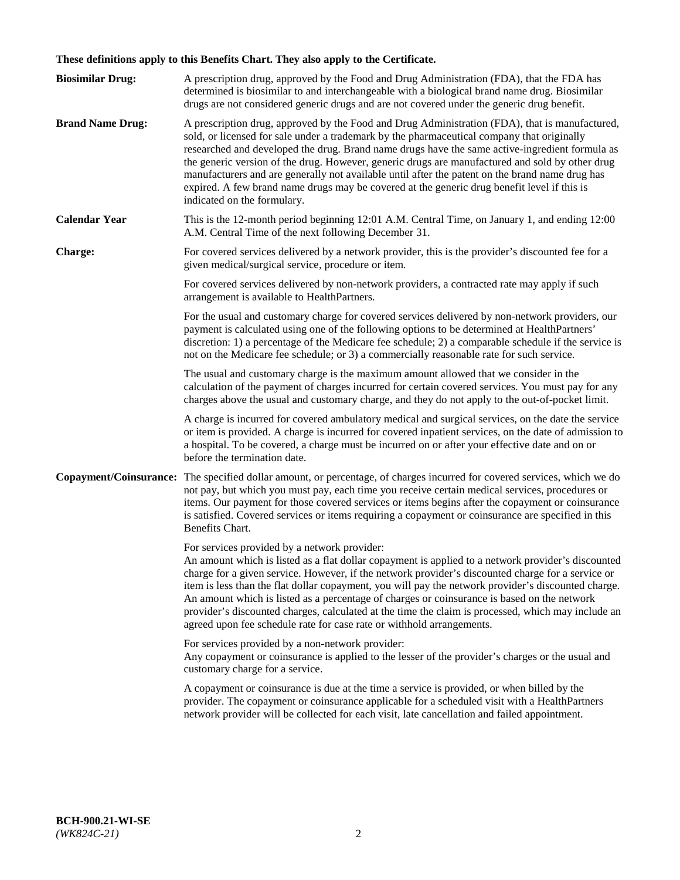**These definitions apply to this Benefits Chart. They also apply to the Certificate.**

**Biosimilar Drug:** A prescription drug, approved by the Food and Drug Administration (FDA), that the FDA has determined is biosimilar to and interchangeable with a biological brand name drug. Biosimilar drugs are not considered generic drugs and are not covered under the generic drug benefit.

**Brand Name Drug:** A prescription drug, approved by the Food and Drug Administration (FDA), that is manufactured, sold, or licensed for sale under a trademark by the pharmaceutical company that originally researched and developed the drug. Brand name drugs have the same active-ingredient formula as the generic version of the drug. However, generic drugs are manufactured and sold by other drug manufacturers and are generally not available until after the patent on the brand name drug has expired. A few brand name drugs may be covered at the generic drug benefit level if this is indicated on the formulary.

**Calendar Year** This is the 12-month period beginning 12:01 A.M. Central Time, on January 1, and ending 12:00 A.M. Central Time of the next following December 31.

**Charge:** For covered services delivered by a network provider, this is the provider's discounted fee for a given medical/surgical service, procedure or item.

For covered services delivered by non-network providers, a contracted rate may apply if such arrangement is available to HealthPartners.

For the usual and customary charge for covered services delivered by non-network providers, our payment is calculated using one of the following options to be determined at HealthPartners' discretion: 1) a percentage of the Medicare fee schedule; 2) a comparable schedule if the service is not on the Medicare fee schedule; or 3) a commercially reasonable rate for such service.

The usual and customary charge is the maximum amount allowed that we consider in the calculation of the payment of charges incurred for certain covered services. You must pay for any charges above the usual and customary charge, and they do not apply to the out-of-pocket limit.

A charge is incurred for covered ambulatory medical and surgical services, on the date the service or item is provided. A charge is incurred for covered inpatient services, on the date of admission to a hospital. To be covered, a charge must be incurred on or after your effective date and on or before the termination date.

**Copayment/Coinsurance:** The specified dollar amount, or percentage, of charges incurred for covered services, which we do not pay, but which you must pay, each time you receive certain medical services, procedures or items. Our payment for those covered services or items begins after the copayment or coinsurance is satisfied. Covered services or items requiring a copayment or coinsurance are specified in this Benefits Chart.

For services provided by a network provider:
An amount which is listed as a flat dollar copayment is applied to a network provider's discounted charge for a given service. However, if the network provider's discounted charge for a service or item is less than the flat dollar copayment, you will pay the network provider's discounted charge. An amount which is listed as a percentage of charges or coinsurance is based on the network provider's discounted charges, calculated at the time the claim is processed, which may include an agreed upon fee schedule rate for case rate or withhold arrangements.

For services provided by a non-network provider:
Any copayment or coinsurance is applied to the lesser of the provider's charges or the usual and customary charge for a service.

A copayment or coinsurance is due at the time a service is provided, or when billed by the provider. The copayment or coinsurance applicable for a scheduled visit with a HealthPartners network provider will be collected for each visit, late cancellation and failed appointment.

**BCH-900.21-WI-SE**
*(WK824C-21)*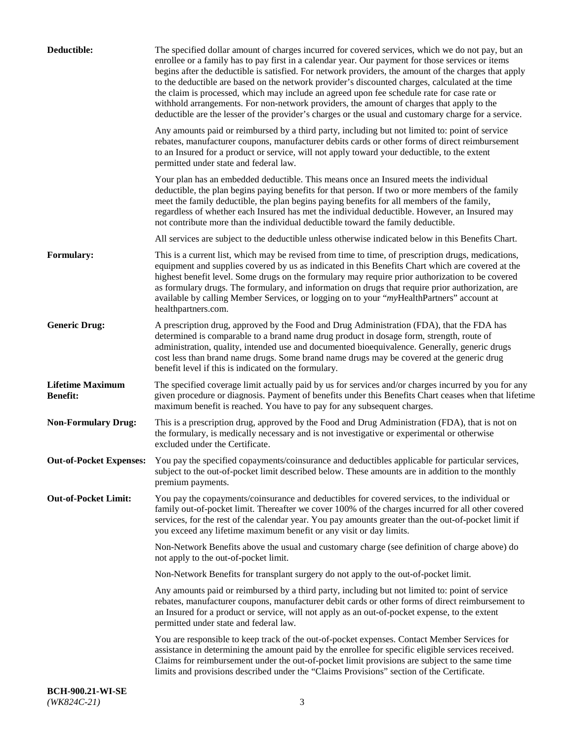**Deductible:** The specified dollar amount of charges incurred for covered services, which we do not pay, but an enrollee or a family has to pay first in a calendar year. Our payment for those services or items begins after the deductible is satisfied. For network providers, the amount of the charges that apply to the deductible are based on the network provider's discounted charges, calculated at the time the claim is processed, which may include an agreed upon fee schedule rate for case rate or withhold arrangements. For non-network providers, the amount of charges that apply to the deductible are the lesser of the provider's charges or the usual and customary charge for a service.

Any amounts paid or reimbursed by a third party, including but not limited to: point of service rebates, manufacturer coupons, manufacturer debits cards or other forms of direct reimbursement to an Insured for a product or service, will not apply toward your deductible, to the extent permitted under state and federal law.

Your plan has an embedded deductible. This means once an Insured meets the individual deductible, the plan begins paying benefits for that person. If two or more members of the family meet the family deductible, the plan begins paying benefits for all members of the family, regardless of whether each Insured has met the individual deductible. However, an Insured may not contribute more than the individual deductible toward the family deductible.

All services are subject to the deductible unless otherwise indicated below in this Benefits Chart.

**Formulary:** This is a current list, which may be revised from time to time, of prescription drugs, medications, equipment and supplies covered by us as indicated in this Benefits Chart which are covered at the highest benefit level. Some drugs on the formulary may require prior authorization to be covered as formulary drugs. The formulary, and information on drugs that require prior authorization, are available by calling Member Services, or logging on to your "*my*HealthPartners" account at healthpartners.com.

**Generic Drug:** A prescription drug, approved by the Food and Drug Administration (FDA), that the FDA has determined is comparable to a brand name drug product in dosage form, strength, route of administration, quality, intended use and documented bioequivalence. Generally, generic drugs cost less than brand name drugs. Some brand name drugs may be covered at the generic drug benefit level if this is indicated on the formulary.

**Lifetime Maximum Benefit:** The specified coverage limit actually paid by us for services and/or charges incurred by you for any given procedure or diagnosis. Payment of benefits under this Benefits Chart ceases when that lifetime maximum benefit is reached. You have to pay for any subsequent charges.

**Non-Formulary Drug:** This is a prescription drug, approved by the Food and Drug Administration (FDA), that is not on the formulary, is medically necessary and is not investigative or experimental or otherwise excluded under the Certificate.

**Out-of-Pocket Expenses:** You pay the specified copayments/coinsurance and deductibles applicable for particular services, subject to the out-of-pocket limit described below. These amounts are in addition to the monthly premium payments.

**Out-of-Pocket Limit:** You pay the copayments/coinsurance and deductibles for covered services, to the individual or family out-of-pocket limit. Thereafter we cover 100% of the charges incurred for all other covered services, for the rest of the calendar year. You pay amounts greater than the out-of-pocket limit if you exceed any lifetime maximum benefit or any visit or day limits.

Non-Network Benefits above the usual and customary charge (see definition of charge above) do not apply to the out-of-pocket limit.

Non-Network Benefits for transplant surgery do not apply to the out-of-pocket limit.

Any amounts paid or reimbursed by a third party, including but not limited to: point of service rebates, manufacturer coupons, manufacturer debit cards or other forms of direct reimbursement to an Insured for a product or service, will not apply as an out-of-pocket expense, to the extent permitted under state and federal law.

You are responsible to keep track of the out-of-pocket expenses. Contact Member Services for assistance in determining the amount paid by the enrollee for specific eligible services received. Claims for reimbursement under the out-of-pocket limit provisions are subject to the same time limits and provisions described under the "Claims Provisions" section of the Certificate.

**BCH-900.21-WI-SE**
*(WK824C-21)*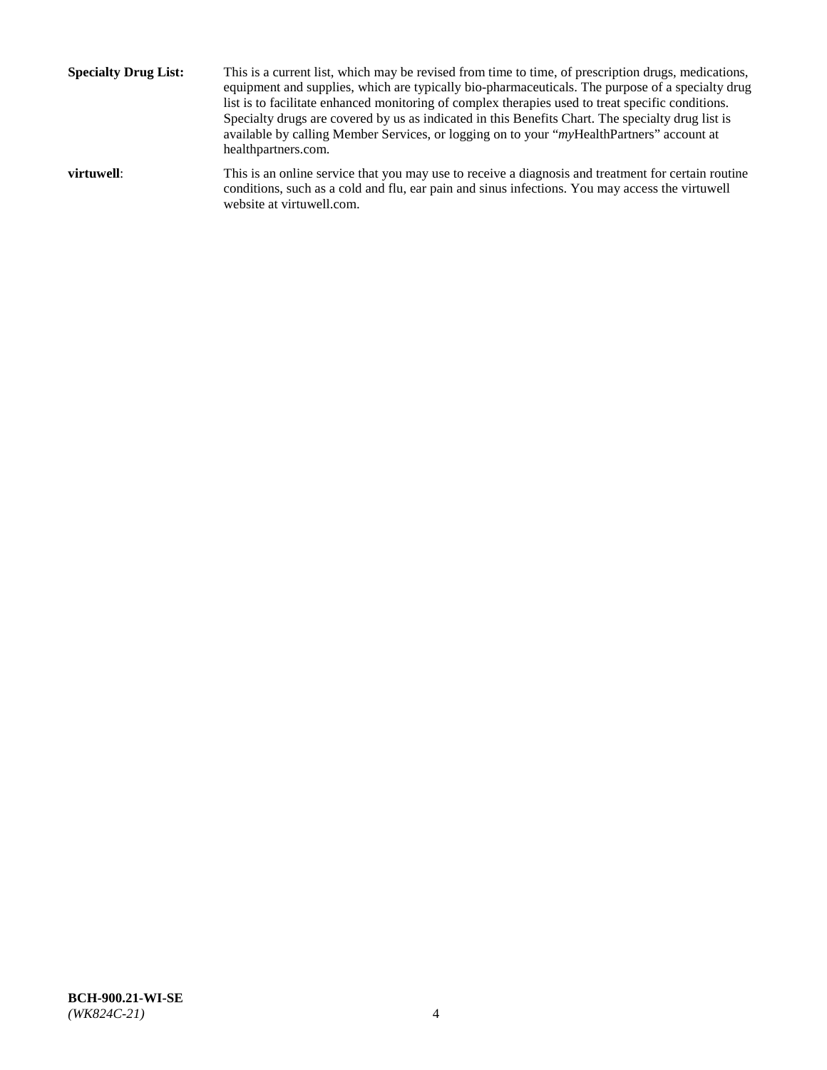**Specialty Drug List:** This is a current list, which may be revised from time to time, of prescription drugs, medications, equipment and supplies, which are typically bio-pharmaceuticals. The purpose of a specialty drug list is to facilitate enhanced monitoring of complex therapies used to treat specific conditions. Specialty drugs are covered by us as indicated in this Benefits Chart. The specialty drug list is available by calling Member Services, or logging on to your "*my*HealthPartners" account at healthpartners.com.

**virtuwell**: This is an online service that you may use to receive a diagnosis and treatment for certain routine conditions, such as a cold and flu, ear pain and sinus infections. You may access the virtuwell website at virtuwell.com.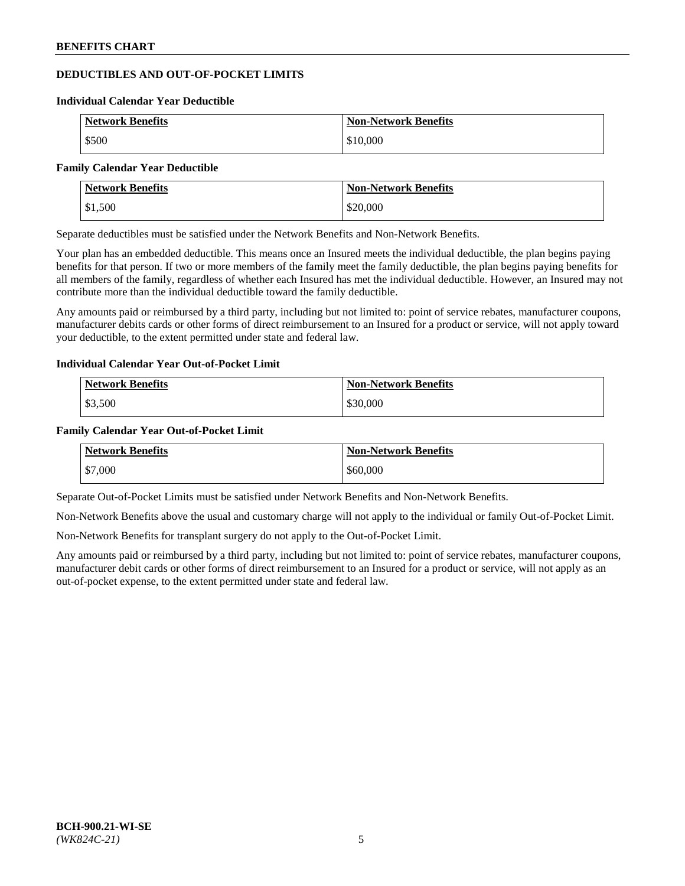## DEDUCTIBLES AND OUT-OF-POCKET LIMITS

### Individual Calendar Year Deductible

| Network Benefits | Non-Network Benefits |
| --- | --- |
| $500 | $10,000 |

### Family Calendar Year Deductible

| Network Benefits | Non-Network Benefits |
| --- | --- |
| $1,500 | $20,000 |

Separate deductibles must be satisfied under the Network Benefits and Non-Network Benefits.

Your plan has an embedded deductible. This means once an Insured meets the individual deductible, the plan begins paying benefits for that person. If two or more members of the family meet the family deductible, the plan begins paying benefits for all members of the family, regardless of whether each Insured has met the individual deductible. However, an Insured may not contribute more than the individual deductible toward the family deductible.

Any amounts paid or reimbursed by a third party, including but not limited to: point of service rebates, manufacturer coupons, manufacturer debits cards or other forms of direct reimbursement to an Insured for a product or service, will not apply toward your deductible, to the extent permitted under state and federal law.

### Individual Calendar Year Out-of-Pocket Limit

| Network Benefits | Non-Network Benefits |
| --- | --- |
| $3,500 | $30,000 |

### Family Calendar Year Out-of-Pocket Limit

| Network Benefits | Non-Network Benefits |
| --- | --- |
| $7,000 | $60,000 |

Separate Out-of-Pocket Limits must be satisfied under Network Benefits and Non-Network Benefits.

Non-Network Benefits above the usual and customary charge will not apply to the individual or family Out-of-Pocket Limit.

Non-Network Benefits for transplant surgery do not apply to the Out-of-Pocket Limit.

Any amounts paid or reimbursed by a third party, including but not limited to: point of service rebates, manufacturer coupons, manufacturer debit cards or other forms of direct reimbursement to an Insured for a product or service, will not apply as an out-of-pocket expense, to the extent permitted under state and federal law.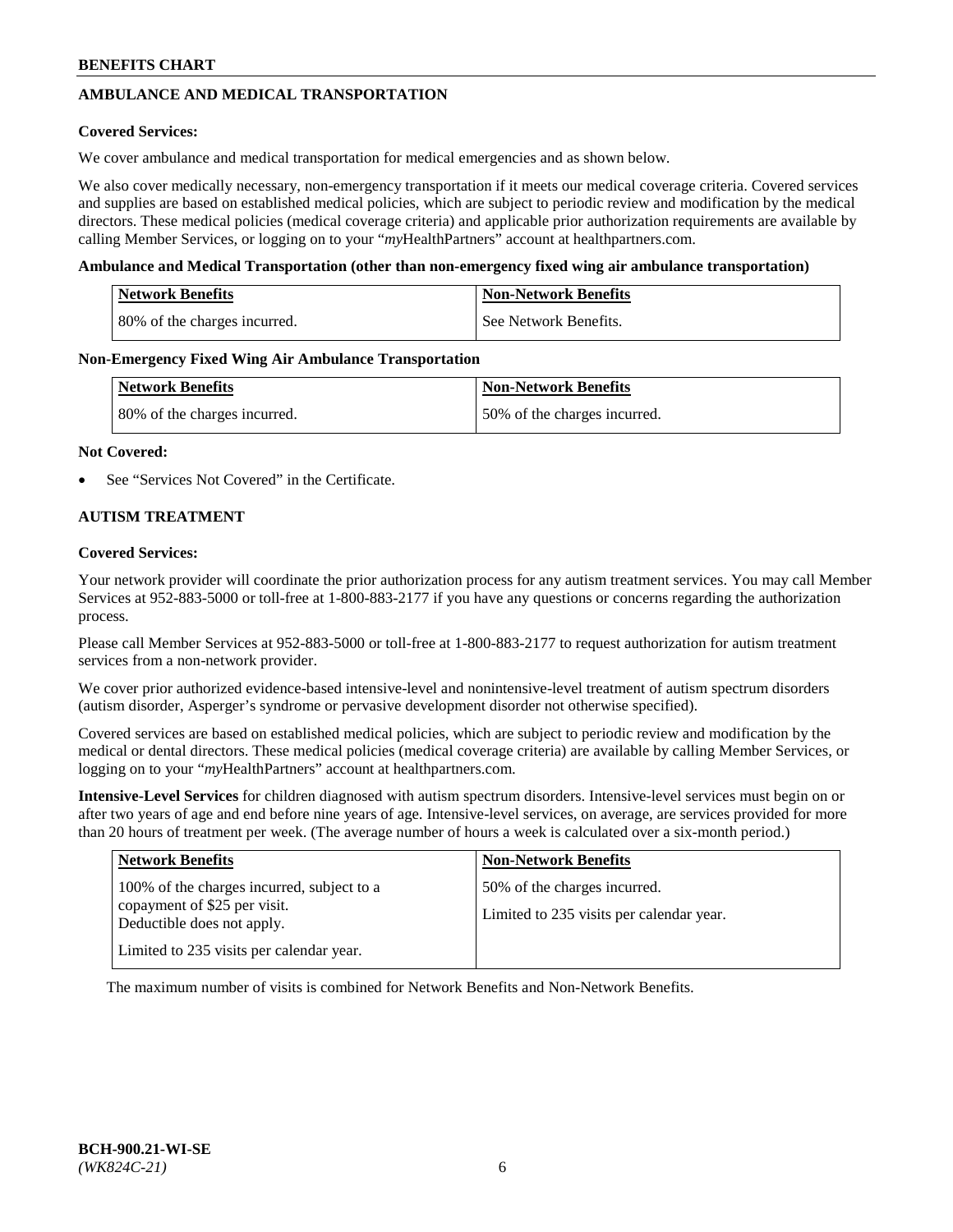## AMBULANCE AND MEDICAL TRANSPORTATION

**Covered Services:**

We cover ambulance and medical transportation for medical emergencies and as shown below.

We also cover medically necessary, non-emergency transportation if it meets our medical coverage criteria. Covered services and supplies are based on established medical policies, which are subject to periodic review and modification by the medical directors. These medical policies (medical coverage criteria) and applicable prior authorization requirements are available by calling Member Services, or logging on to your "*my*HealthPartners" account at healthpartners.com.

**Ambulance and Medical Transportation (other than non-emergency fixed wing air ambulance transportation)**

| Network Benefits | Non-Network Benefits |
|---|---|
| 80% of the charges incurred. | See Network Benefits. |

**Non-Emergency Fixed Wing Air Ambulance Transportation**

| Network Benefits | Non-Network Benefits |
|---|---|
| 80% of the charges incurred. | 50% of the charges incurred. |

**Not Covered:**

- See "Services Not Covered" in the Certificate.

## AUTISM TREATMENT

**Covered Services:**

Your network provider will coordinate the prior authorization process for any autism treatment services. You may call Member Services at 952-883-5000 or toll-free at 1-800-883-2177 if you have any questions or concerns regarding the authorization process.

Please call Member Services at 952-883-5000 or toll-free at 1-800-883-2177 to request authorization for autism treatment services from a non-network provider.

We cover prior authorized evidence-based intensive-level and nonintensive-level treatment of autism spectrum disorders (autism disorder, Asperger's syndrome or pervasive development disorder not otherwise specified).

Covered services are based on established medical policies, which are subject to periodic review and modification by the medical or dental directors. These medical policies (medical coverage criteria) are available by calling Member Services, or logging on to your "*my*HealthPartners" account at healthpartners.com.

**Intensive-Level Services** for children diagnosed with autism spectrum disorders. Intensive-level services must begin on or after two years of age and end before nine years of age. Intensive-level services, on average, are services provided for more than 20 hours of treatment per week. (The average number of hours a week is calculated over a six-month period.)

| Network Benefits | Non-Network Benefits |
|---|---|
| 100% of the charges incurred, subject to a copayment of $25 per visit. Deductible does not apply.<br><br>Limited to 235 visits per calendar year. | 50% of the charges incurred.<br><br>Limited to 235 visits per calendar year. |

The maximum number of visits is combined for Network Benefits and Non-Network Benefits.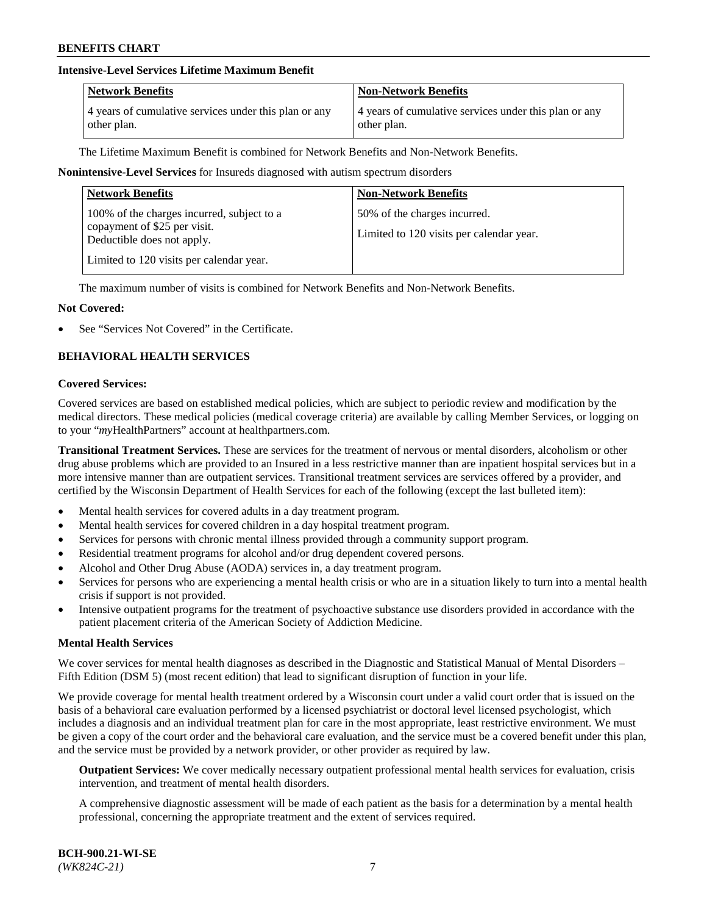### Intensive-Level Services Lifetime Maximum Benefit

| Network Benefits | Non-Network Benefits |
| --- | --- |
| 4 years of cumulative services under this plan or any other plan. | 4 years of cumulative services under this plan or any other plan. |

The Lifetime Maximum Benefit is combined for Network Benefits and Non-Network Benefits.

**Nonintensive-Level Services** for Insureds diagnosed with autism spectrum disorders

| Network Benefits | Non-Network Benefits |
| --- | --- |
| 100% of the charges incurred, subject to a copayment of $25 per visit. Deductible does not apply.<br><br>Limited to 120 visits per calendar year. | 50% of the charges incurred.<br><br>Limited to 120 visits per calendar year. |

The maximum number of visits is combined for Network Benefits and Non-Network Benefits.

**Not Covered:**

- See "Services Not Covered" in the Certificate.

## BEHAVIORAL HEALTH SERVICES

**Covered Services:**

Covered services are based on established medical policies, which are subject to periodic review and modification by the medical directors. These medical policies (medical coverage criteria) are available by calling Member Services, or logging on to your "*my*HealthPartners" account at healthpartners.com.

**Transitional Treatment Services.** These are services for the treatment of nervous or mental disorders, alcoholism or other drug abuse problems which are provided to an Insured in a less restrictive manner than are inpatient hospital services but in a more intensive manner than are outpatient services. Transitional treatment services are services offered by a provider, and certified by the Wisconsin Department of Health Services for each of the following (except the last bulleted item):

- Mental health services for covered adults in a day treatment program.
- Mental health services for covered children in a day hospital treatment program.
- Services for persons with chronic mental illness provided through a community support program.
- Residential treatment programs for alcohol and/or drug dependent covered persons.
- Alcohol and Other Drug Abuse (AODA) services in, a day treatment program.
- Services for persons who are experiencing a mental health crisis or who are in a situation likely to turn into a mental health crisis if support is not provided.
- Intensive outpatient programs for the treatment of psychoactive substance use disorders provided in accordance with the patient placement criteria of the American Society of Addiction Medicine.

**Mental Health Services**

We cover services for mental health diagnoses as described in the Diagnostic and Statistical Manual of Mental Disorders – Fifth Edition (DSM 5) (most recent edition) that lead to significant disruption of function in your life.

We provide coverage for mental health treatment ordered by a Wisconsin court under a valid court order that is issued on the basis of a behavioral care evaluation performed by a licensed psychiatrist or doctoral level licensed psychologist, which includes a diagnosis and an individual treatment plan for care in the most appropriate, least restrictive environment. We must be given a copy of the court order and the behavioral care evaluation, and the service must be a covered benefit under this plan, and the service must be provided by a network provider, or other provider as required by law.

**Outpatient Services:** We cover medically necessary outpatient professional mental health services for evaluation, crisis intervention, and treatment of mental health disorders.

A comprehensive diagnostic assessment will be made of each patient as the basis for a determination by a mental health professional, concerning the appropriate treatment and the extent of services required.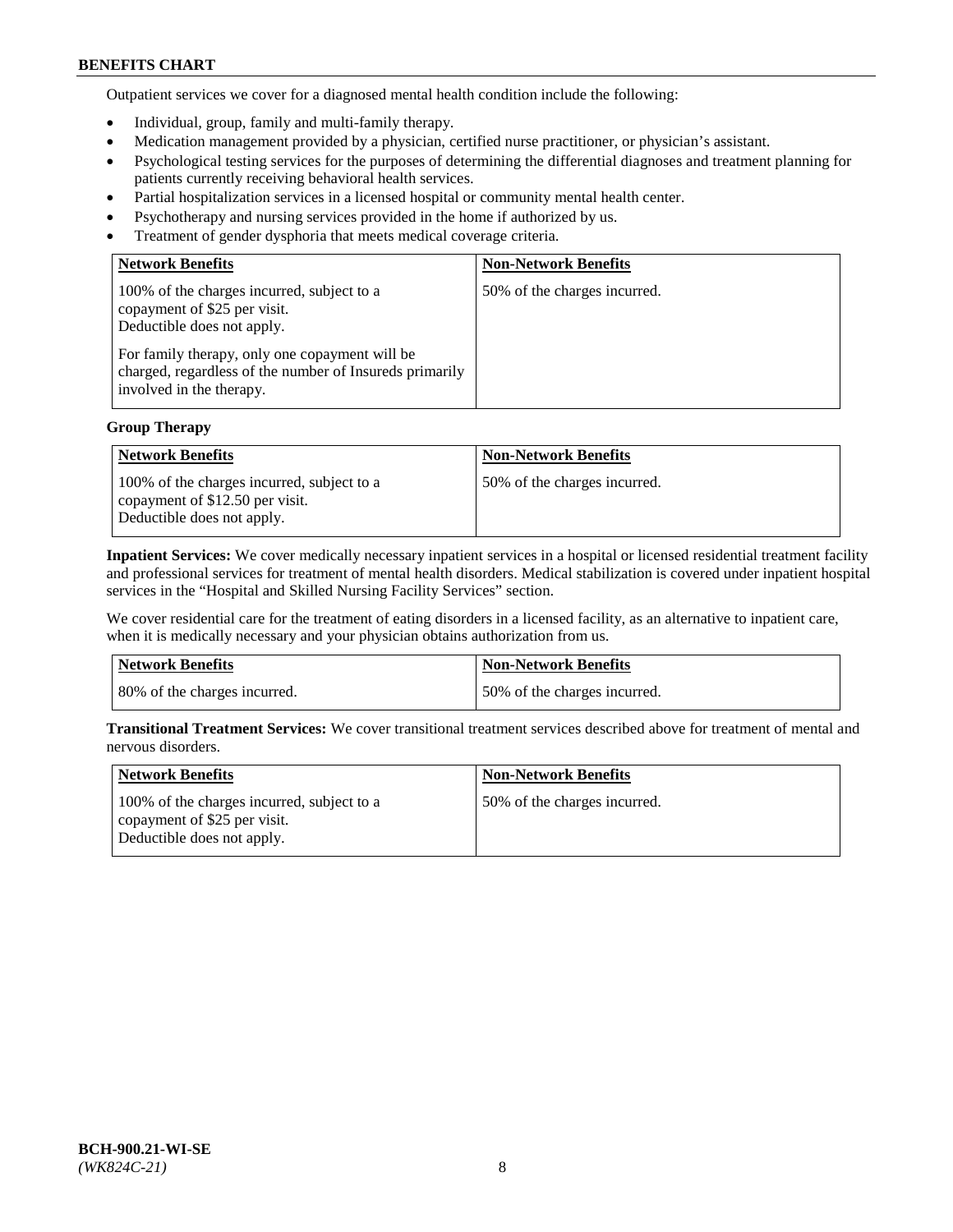Outpatient services we cover for a diagnosed mental health condition include the following:

- Individual, group, family and multi-family therapy.
- Medication management provided by a physician, certified nurse practitioner, or physician's assistant.
- Psychological testing services for the purposes of determining the differential diagnoses and treatment planning for patients currently receiving behavioral health services.
- Partial hospitalization services in a licensed hospital or community mental health center.
- Psychotherapy and nursing services provided in the home if authorized by us.
- Treatment of gender dysphoria that meets medical coverage criteria.

| Network Benefits | Non-Network Benefits |
|---|---|
| 100% of the charges incurred, subject to a copayment of $25 per visit. Deductible does not apply.<br><br>For family therapy, only one copayment will be charged, regardless of the number of Insureds primarily involved in the therapy. | 50% of the charges incurred. |

**Group Therapy**

| Network Benefits | Non-Network Benefits |
|---|---|
| 100% of the charges incurred, subject to a copayment of $12.50 per visit. Deductible does not apply. | 50% of the charges incurred. |

**Inpatient Services:** We cover medically necessary inpatient services in a hospital or licensed residential treatment facility and professional services for treatment of mental health disorders. Medical stabilization is covered under inpatient hospital services in the "Hospital and Skilled Nursing Facility Services" section.

We cover residential care for the treatment of eating disorders in a licensed facility, as an alternative to inpatient care, when it is medically necessary and your physician obtains authorization from us.

| Network Benefits | Non-Network Benefits |
|---|---|
| 80% of the charges incurred. | 50% of the charges incurred. |

**Transitional Treatment Services:** We cover transitional treatment services described above for treatment of mental and nervous disorders.

| Network Benefits | Non-Network Benefits |
|---|---|
| 100% of the charges incurred, subject to a copayment of $25 per visit. Deductible does not apply. | 50% of the charges incurred. |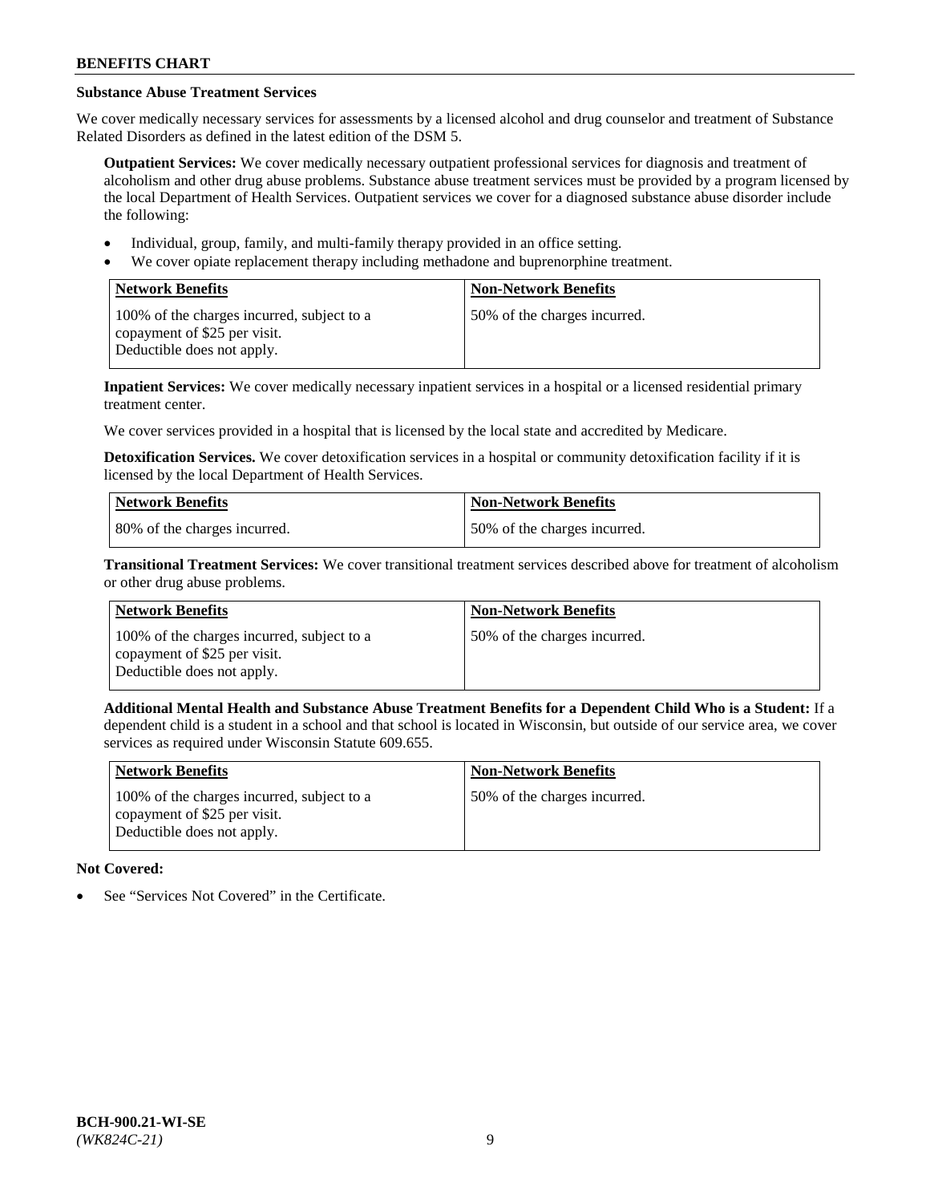### Substance Abuse Treatment Services

We cover medically necessary services for assessments by a licensed alcohol and drug counselor and treatment of Substance Related Disorders as defined in the latest edition of the DSM 5.

**Outpatient Services:** We cover medically necessary outpatient professional services for diagnosis and treatment of alcoholism and other drug abuse problems. Substance abuse treatment services must be provided by a program licensed by the local Department of Health Services. Outpatient services we cover for a diagnosed substance abuse disorder include the following:

- Individual, group, family, and multi-family therapy provided in an office setting.
- We cover opiate replacement therapy including methadone and buprenorphine treatment.

| Network Benefits | Non-Network Benefits |
|---|---|
| 100% of the charges incurred, subject to a copayment of $25 per visit. Deductible does not apply. | 50% of the charges incurred. |

**Inpatient Services:** We cover medically necessary inpatient services in a hospital or a licensed residential primary treatment center.

We cover services provided in a hospital that is licensed by the local state and accredited by Medicare.

**Detoxification Services.** We cover detoxification services in a hospital or community detoxification facility if it is licensed by the local Department of Health Services.

| Network Benefits | Non-Network Benefits |
|---|---|
| 80% of the charges incurred. | 50% of the charges incurred. |

**Transitional Treatment Services:** We cover transitional treatment services described above for treatment of alcoholism or other drug abuse problems.

| Network Benefits | Non-Network Benefits |
|---|---|
| 100% of the charges incurred, subject to a copayment of $25 per visit. Deductible does not apply. | 50% of the charges incurred. |

**Additional Mental Health and Substance Abuse Treatment Benefits for a Dependent Child Who is a Student:** If a dependent child is a student in a school and that school is located in Wisconsin, but outside of our service area, we cover services as required under Wisconsin Statute 609.655.

| Network Benefits | Non-Network Benefits |
|---|---|
| 100% of the charges incurred, subject to a copayment of $25 per visit. Deductible does not apply. | 50% of the charges incurred. |

**Not Covered:**

- See "Services Not Covered" in the Certificate.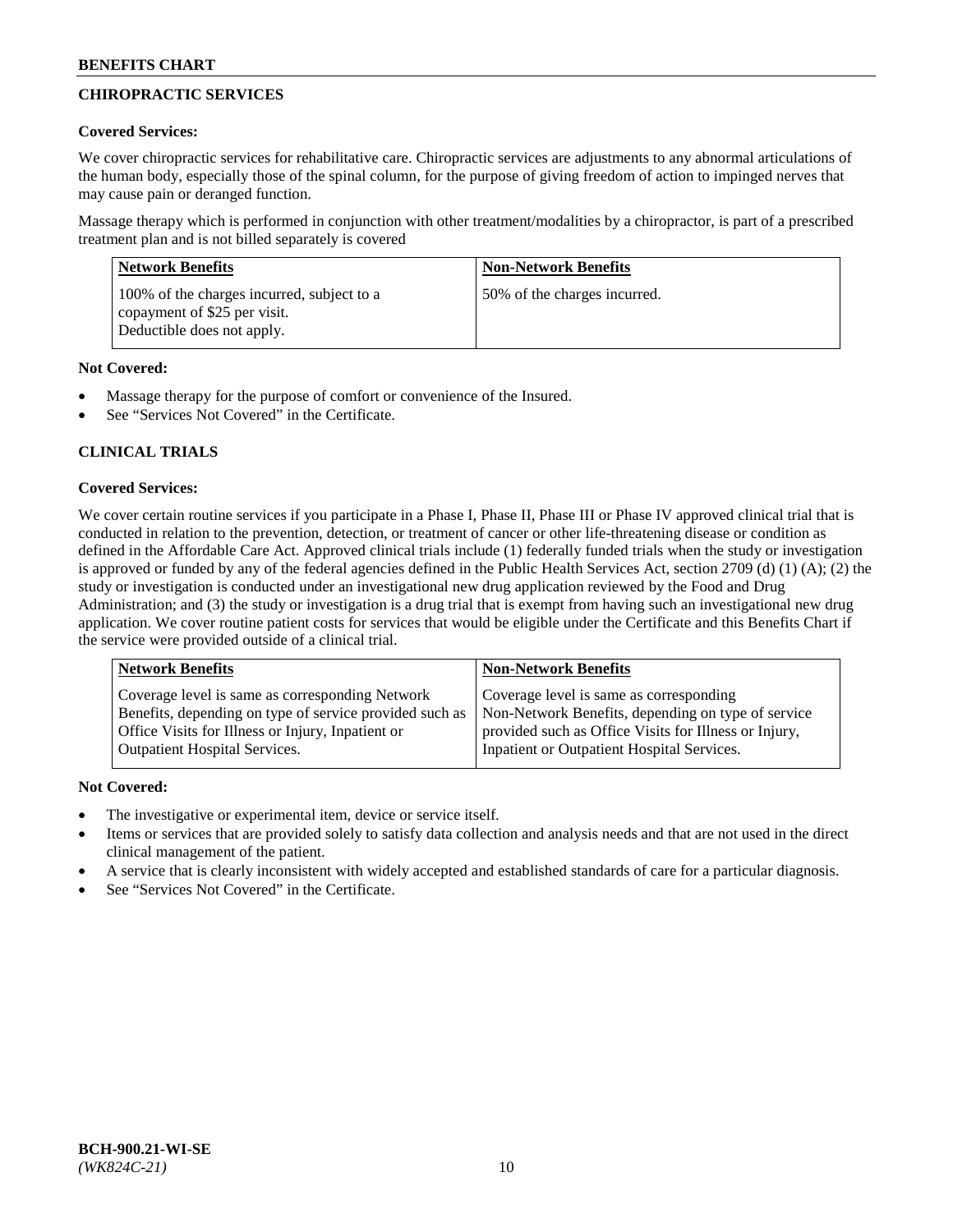## CHIROPRACTIC SERVICES

**Covered Services:**

We cover chiropractic services for rehabilitative care. Chiropractic services are adjustments to any abnormal articulations of the human body, especially those of the spinal column, for the purpose of giving freedom of action to impinged nerves that may cause pain or deranged function.

Massage therapy which is performed in conjunction with other treatment/modalities by a chiropractor, is part of a prescribed treatment plan and is not billed separately is covered

| Network Benefits | Non-Network Benefits |
|---|---|
| 100% of the charges incurred, subject to a copayment of $25 per visit. Deductible does not apply. | 50% of the charges incurred. |

**Not Covered:**

- Massage therapy for the purpose of comfort or convenience of the Insured.
- See "Services Not Covered" in the Certificate.

## CLINICAL TRIALS

**Covered Services:**

We cover certain routine services if you participate in a Phase I, Phase II, Phase III or Phase IV approved clinical trial that is conducted in relation to the prevention, detection, or treatment of cancer or other life-threatening disease or condition as defined in the Affordable Care Act. Approved clinical trials include (1) federally funded trials when the study or investigation is approved or funded by any of the federal agencies defined in the Public Health Services Act, section 2709 (d) (1) (A); (2) the study or investigation is conducted under an investigational new drug application reviewed by the Food and Drug Administration; and (3) the study or investigation is a drug trial that is exempt from having such an investigational new drug application. We cover routine patient costs for services that would be eligible under the Certificate and this Benefits Chart if the service were provided outside of a clinical trial.

| Network Benefits | Non-Network Benefits |
|---|---|
| Coverage level is same as corresponding Network Benefits, depending on type of service provided such as Office Visits for Illness or Injury, Inpatient or Outpatient Hospital Services. | Coverage level is same as corresponding Non-Network Benefits, depending on type of service provided such as Office Visits for Illness or Injury, Inpatient or Outpatient Hospital Services. |

**Not Covered:**

- The investigative or experimental item, device or service itself.
- Items or services that are provided solely to satisfy data collection and analysis needs and that are not used in the direct clinical management of the patient.
- A service that is clearly inconsistent with widely accepted and established standards of care for a particular diagnosis.
- See "Services Not Covered" in the Certificate.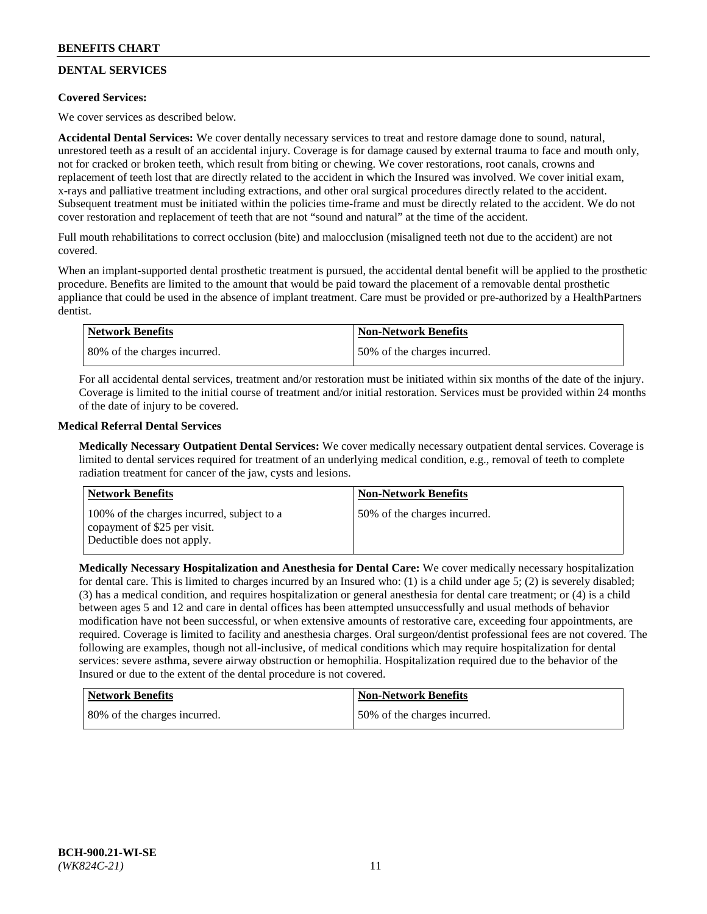## DENTAL SERVICES

**Covered Services:**

We cover services as described below.

**Accidental Dental Services:** We cover dentally necessary services to treat and restore damage done to sound, natural, unrestored teeth as a result of an accidental injury. Coverage is for damage caused by external trauma to face and mouth only, not for cracked or broken teeth, which result from biting or chewing. We cover restorations, root canals, crowns and replacement of teeth lost that are directly related to the accident in which the Insured was involved. We cover initial exam, x-rays and palliative treatment including extractions, and other oral surgical procedures directly related to the accident. Subsequent treatment must be initiated within the policies time-frame and must be directly related to the accident. We do not cover restoration and replacement of teeth that are not "sound and natural" at the time of the accident.

Full mouth rehabilitations to correct occlusion (bite) and malocclusion (misaligned teeth not due to the accident) are not covered.

When an implant-supported dental prosthetic treatment is pursued, the accidental dental benefit will be applied to the prosthetic procedure. Benefits are limited to the amount that would be paid toward the placement of a removable dental prosthetic appliance that could be used in the absence of implant treatment. Care must be provided or pre-authorized by a HealthPartners dentist.

| Network Benefits | Non-Network Benefits |
| --- | --- |
| 80% of the charges incurred. | 50% of the charges incurred. |

For all accidental dental services, treatment and/or restoration must be initiated within six months of the date of the injury. Coverage is limited to the initial course of treatment and/or initial restoration. Services must be provided within 24 months of the date of injury to be covered.

**Medical Referral Dental Services**

**Medically Necessary Outpatient Dental Services:** We cover medically necessary outpatient dental services. Coverage is limited to dental services required for treatment of an underlying medical condition, e.g., removal of teeth to complete radiation treatment for cancer of the jaw, cysts and lesions.

| Network Benefits | Non-Network Benefits |
| --- | --- |
| 100% of the charges incurred, subject to a copayment of $25 per visit. Deductible does not apply. | 50% of the charges incurred. |

**Medically Necessary Hospitalization and Anesthesia for Dental Care:** We cover medically necessary hospitalization for dental care. This is limited to charges incurred by an Insured who: (1) is a child under age 5; (2) is severely disabled; (3) has a medical condition, and requires hospitalization or general anesthesia for dental care treatment; or (4) is a child between ages 5 and 12 and care in dental offices has been attempted unsuccessfully and usual methods of behavior modification have not been successful, or when extensive amounts of restorative care, exceeding four appointments, are required. Coverage is limited to facility and anesthesia charges. Oral surgeon/dentist professional fees are not covered. The following are examples, though not all-inclusive, of medical conditions which may require hospitalization for dental services: severe asthma, severe airway obstruction or hemophilia. Hospitalization required due to the behavior of the Insured or due to the extent of the dental procedure is not covered.

| Network Benefits | Non-Network Benefits |
| --- | --- |
| 80% of the charges incurred. | 50% of the charges incurred. |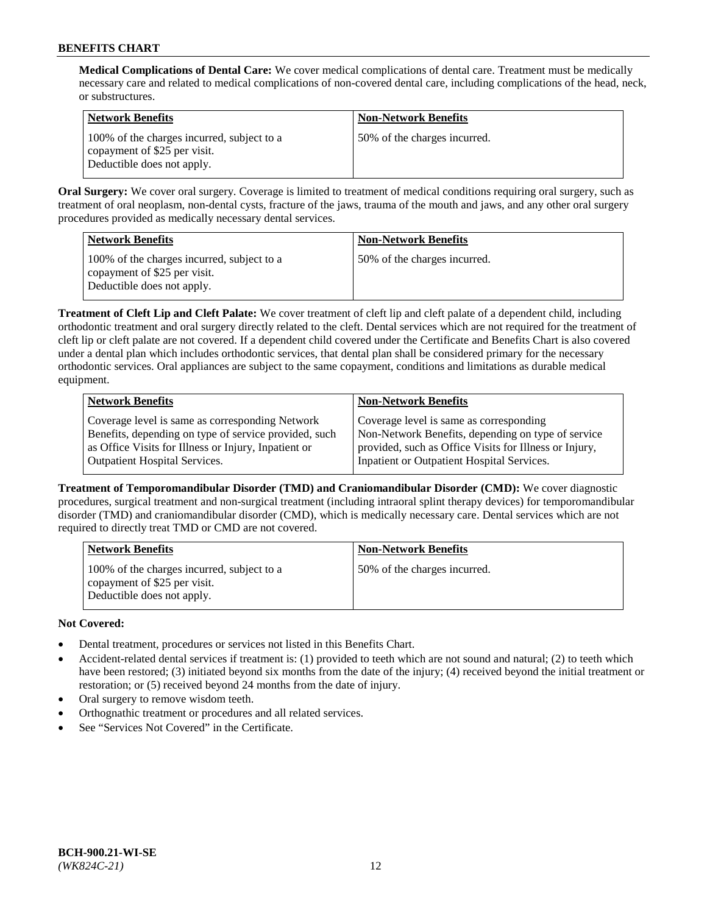**Medical Complications of Dental Care:** We cover medical complications of dental care. Treatment must be medically necessary care and related to medical complications of non-covered dental care, including complications of the head, neck, or substructures.

| Network Benefits | Non-Network Benefits |
|---|---|
| 100% of the charges incurred, subject to a copayment of $25 per visit. Deductible does not apply. | 50% of the charges incurred. |

**Oral Surgery:** We cover oral surgery. Coverage is limited to treatment of medical conditions requiring oral surgery, such as treatment of oral neoplasm, non-dental cysts, fracture of the jaws, trauma of the mouth and jaws, and any other oral surgery procedures provided as medically necessary dental services.

| Network Benefits | Non-Network Benefits |
|---|---|
| 100% of the charges incurred, subject to a copayment of $25 per visit. Deductible does not apply. | 50% of the charges incurred. |

**Treatment of Cleft Lip and Cleft Palate:** We cover treatment of cleft lip and cleft palate of a dependent child, including orthodontic treatment and oral surgery directly related to the cleft. Dental services which are not required for the treatment of cleft lip or cleft palate are not covered. If a dependent child covered under the Certificate and Benefits Chart is also covered under a dental plan which includes orthodontic services, that dental plan shall be considered primary for the necessary orthodontic services. Oral appliances are subject to the same copayment, conditions and limitations as durable medical equipment.

| Network Benefits | Non-Network Benefits |
|---|---|
| Coverage level is same as corresponding Network Benefits, depending on type of service provided, such as Office Visits for Illness or Injury, Inpatient or Outpatient Hospital Services. | Coverage level is same as corresponding Non-Network Benefits, depending on type of service provided, such as Office Visits for Illness or Injury, Inpatient or Outpatient Hospital Services. |

**Treatment of Temporomandibular Disorder (TMD) and Craniomandibular Disorder (CMD):** We cover diagnostic procedures, surgical treatment and non-surgical treatment (including intraoral splint therapy devices) for temporomandibular disorder (TMD) and craniomandibular disorder (CMD), which is medically necessary care. Dental services which are not required to directly treat TMD or CMD are not covered.

| Network Benefits | Non-Network Benefits |
|---|---|
| 100% of the charges incurred, subject to a copayment of $25 per visit. Deductible does not apply. | 50% of the charges incurred. |

**Not Covered:**

- Dental treatment, procedures or services not listed in this Benefits Chart.
- Accident-related dental services if treatment is: (1) provided to teeth which are not sound and natural; (2) to teeth which have been restored; (3) initiated beyond six months from the date of the injury; (4) received beyond the initial treatment or restoration; or (5) received beyond 24 months from the date of injury.
- Oral surgery to remove wisdom teeth.
- Orthognathic treatment or procedures and all related services.
- See "Services Not Covered" in the Certificate.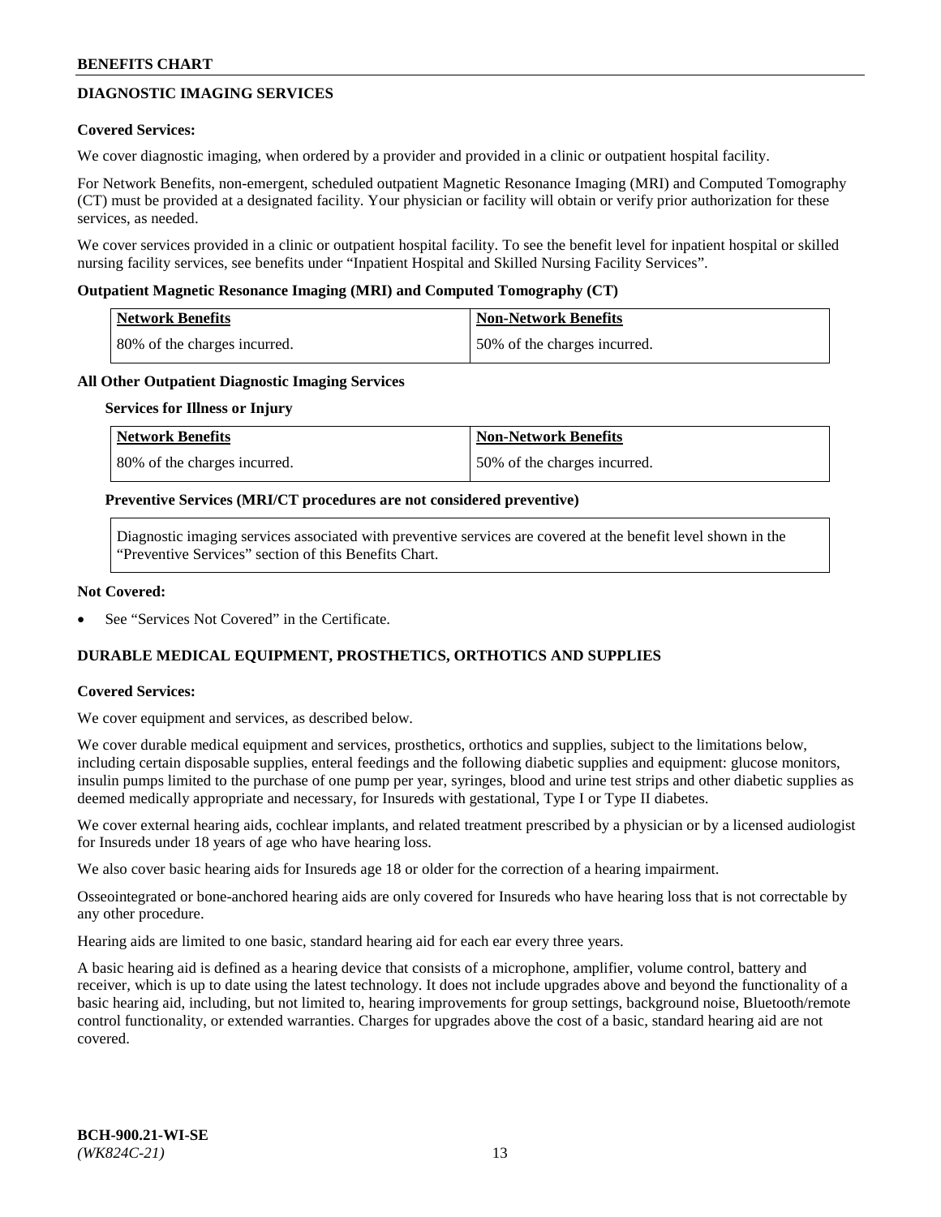## DIAGNOSTIC IMAGING SERVICES

**Covered Services:**

We cover diagnostic imaging, when ordered by a provider and provided in a clinic or outpatient hospital facility.

For Network Benefits, non-emergent, scheduled outpatient Magnetic Resonance Imaging (MRI) and Computed Tomography (CT) must be provided at a designated facility. Your physician or facility will obtain or verify prior authorization for these services, as needed.

We cover services provided in a clinic or outpatient hospital facility. To see the benefit level for inpatient hospital or skilled nursing facility services, see benefits under "Inpatient Hospital and Skilled Nursing Facility Services".

**Outpatient Magnetic Resonance Imaging (MRI) and Computed Tomography (CT)**

| Network Benefits | Non-Network Benefits |
|---|---|
| 80% of the charges incurred. | 50% of the charges incurred. |

**All Other Outpatient Diagnostic Imaging Services**

**Services for Illness or Injury**

| Network Benefits | Non-Network Benefits |
|---|---|
| 80% of the charges incurred. | 50% of the charges incurred. |

**Preventive Services (MRI/CT procedures are not considered preventive)**

Diagnostic imaging services associated with preventive services are covered at the benefit level shown in the "Preventive Services" section of this Benefits Chart.

**Not Covered:**

- See "Services Not Covered" in the Certificate.

## DURABLE MEDICAL EQUIPMENT, PROSTHETICS, ORTHOTICS AND SUPPLIES

**Covered Services:**

We cover equipment and services, as described below.

We cover durable medical equipment and services, prosthetics, orthotics and supplies, subject to the limitations below, including certain disposable supplies, enteral feedings and the following diabetic supplies and equipment: glucose monitors, insulin pumps limited to the purchase of one pump per year, syringes, blood and urine test strips and other diabetic supplies as deemed medically appropriate and necessary, for Insureds with gestational, Type I or Type II diabetes.

We cover external hearing aids, cochlear implants, and related treatment prescribed by a physician or by a licensed audiologist for Insureds under 18 years of age who have hearing loss.

We also cover basic hearing aids for Insureds age 18 or older for the correction of a hearing impairment.

Osseointegrated or bone-anchored hearing aids are only covered for Insureds who have hearing loss that is not correctable by any other procedure.

Hearing aids are limited to one basic, standard hearing aid for each ear every three years.

A basic hearing aid is defined as a hearing device that consists of a microphone, amplifier, volume control, battery and receiver, which is up to date using the latest technology. It does not include upgrades above and beyond the functionality of a basic hearing aid, including, but not limited to, hearing improvements for group settings, background noise, Bluetooth/remote control functionality, or extended warranties. Charges for upgrades above the cost of a basic, standard hearing aid are not covered.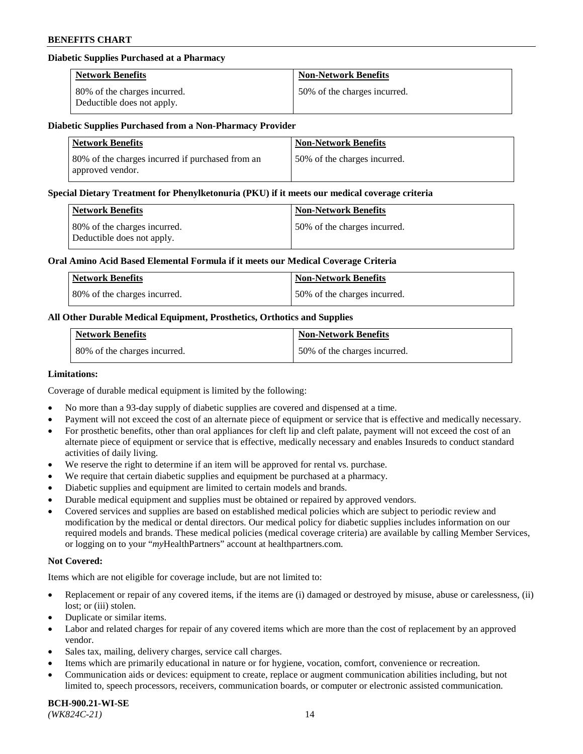**Diabetic Supplies Purchased at a Pharmacy**

| Network Benefits | Non-Network Benefits |
| --- | --- |
| 80% of the charges incurred. Deductible does not apply. | 50% of the charges incurred. |

**Diabetic Supplies Purchased from a Non-Pharmacy Provider**

| Network Benefits | Non-Network Benefits |
| --- | --- |
| 80% of the charges incurred if purchased from an approved vendor. | 50% of the charges incurred. |

**Special Dietary Treatment for Phenylketonuria (PKU) if it meets our medical coverage criteria**

| Network Benefits | Non-Network Benefits |
| --- | --- |
| 80% of the charges incurred. Deductible does not apply. | 50% of the charges incurred. |

**Oral Amino Acid Based Elemental Formula if it meets our Medical Coverage Criteria**

| Network Benefits | Non-Network Benefits |
| --- | --- |
| 80% of the charges incurred. | 50% of the charges incurred. |

**All Other Durable Medical Equipment, Prosthetics, Orthotics and Supplies**

| Network Benefits | Non-Network Benefits |
| --- | --- |
| 80% of the charges incurred. | 50% of the charges incurred. |

**Limitations:**

Coverage of durable medical equipment is limited by the following:

- No more than a 93-day supply of diabetic supplies are covered and dispensed at a time.
- Payment will not exceed the cost of an alternate piece of equipment or service that is effective and medically necessary.
- For prosthetic benefits, other than oral appliances for cleft lip and cleft palate, payment will not exceed the cost of an alternate piece of equipment or service that is effective, medically necessary and enables Insureds to conduct standard activities of daily living.
- We reserve the right to determine if an item will be approved for rental vs. purchase.
- We require that certain diabetic supplies and equipment be purchased at a pharmacy.
- Diabetic supplies and equipment are limited to certain models and brands.
- Durable medical equipment and supplies must be obtained or repaired by approved vendors.
- Covered services and supplies are based on established medical policies which are subject to periodic review and modification by the medical or dental directors. Our medical policy for diabetic supplies includes information on our required models and brands. These medical policies (medical coverage criteria) are available by calling Member Services, or logging on to your "*my*HealthPartners" account at healthpartners.com.

**Not Covered:**

Items which are not eligible for coverage include, but are not limited to:

- Replacement or repair of any covered items, if the items are (i) damaged or destroyed by misuse, abuse or carelessness, (ii) lost; or (iii) stolen.
- Duplicate or similar items.
- Labor and related charges for repair of any covered items which are more than the cost of replacement by an approved vendor.
- Sales tax, mailing, delivery charges, service call charges.
- Items which are primarily educational in nature or for hygiene, vocation, comfort, convenience or recreation.
- Communication aids or devices: equipment to create, replace or augment communication abilities including, but not limited to, speech processors, receivers, communication boards, or computer or electronic assisted communication.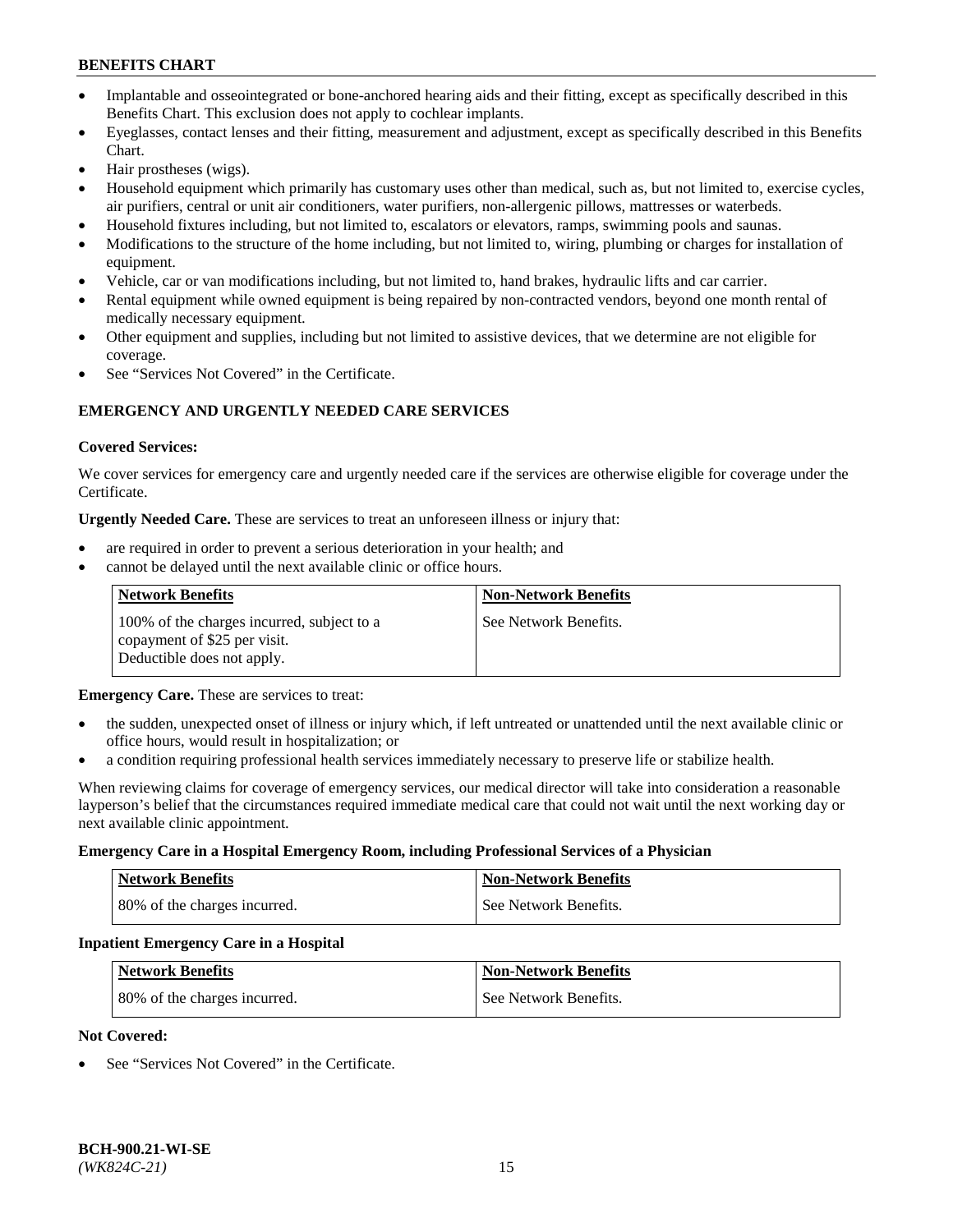- Implantable and osseointegrated or bone-anchored hearing aids and their fitting, except as specifically described in this Benefits Chart. This exclusion does not apply to cochlear implants.
- Eyeglasses, contact lenses and their fitting, measurement and adjustment, except as specifically described in this Benefits Chart.
- Hair prostheses (wigs).
- Household equipment which primarily has customary uses other than medical, such as, but not limited to, exercise cycles, air purifiers, central or unit air conditioners, water purifiers, non-allergenic pillows, mattresses or waterbeds.
- Household fixtures including, but not limited to, escalators or elevators, ramps, swimming pools and saunas.
- Modifications to the structure of the home including, but not limited to, wiring, plumbing or charges for installation of equipment.
- Vehicle, car or van modifications including, but not limited to, hand brakes, hydraulic lifts and car carrier.
- Rental equipment while owned equipment is being repaired by non-contracted vendors, beyond one month rental of medically necessary equipment.
- Other equipment and supplies, including but not limited to assistive devices, that we determine are not eligible for coverage.
- See "Services Not Covered" in the Certificate.

## EMERGENCY AND URGENTLY NEEDED CARE SERVICES

**Covered Services:**

We cover services for emergency care and urgently needed care if the services are otherwise eligible for coverage under the Certificate.

**Urgently Needed Care.** These are services to treat an unforeseen illness or injury that:

- are required in order to prevent a serious deterioration in your health; and
- cannot be delayed until the next available clinic or office hours.

| Network Benefits | Non-Network Benefits |
|---|---|
| 100% of the charges incurred, subject to a copayment of $25 per visit. Deductible does not apply. | See Network Benefits. |

**Emergency Care.** These are services to treat:

- the sudden, unexpected onset of illness or injury which, if left untreated or unattended until the next available clinic or office hours, would result in hospitalization; or
- a condition requiring professional health services immediately necessary to preserve life or stabilize health.

When reviewing claims for coverage of emergency services, our medical director will take into consideration a reasonable layperson's belief that the circumstances required immediate medical care that could not wait until the next working day or next available clinic appointment.

**Emergency Care in a Hospital Emergency Room, including Professional Services of a Physician**

| Network Benefits | Non-Network Benefits |
|---|---|
| 80% of the charges incurred. | See Network Benefits. |

**Inpatient Emergency Care in a Hospital**

| Network Benefits | Non-Network Benefits |
|---|---|
| 80% of the charges incurred. | See Network Benefits. |

**Not Covered:**

- See "Services Not Covered" in the Certificate.

**BCH-900.21-WI-SE**
*(WK824C-21)*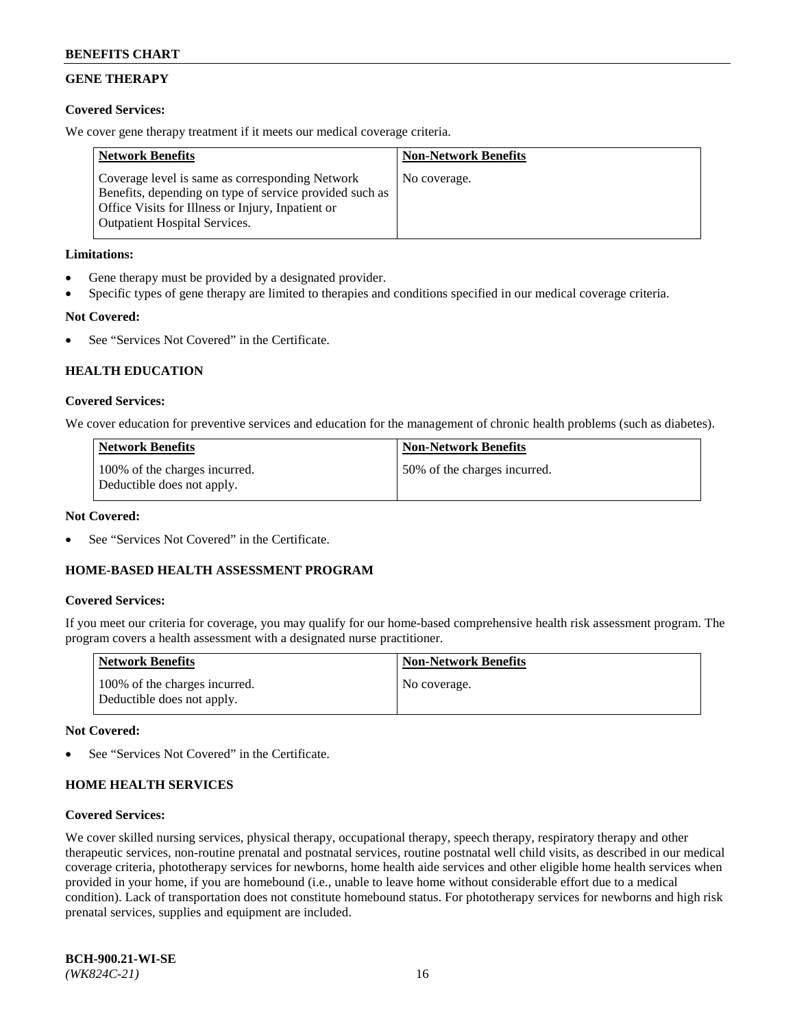## GENE THERAPY

**Covered Services:**

We cover gene therapy treatment if it meets our medical coverage criteria.

| Network Benefits | Non-Network Benefits |
| --- | --- |
| Coverage level is same as corresponding Network Benefits, depending on type of service provided such as Office Visits for Illness or Injury, Inpatient or Outpatient Hospital Services. | No coverage. |

**Limitations:**

- Gene therapy must be provided by a designated provider.
- Specific types of gene therapy are limited to therapies and conditions specified in our medical coverage criteria.

**Not Covered:**

- See "Services Not Covered" in the Certificate.

## HEALTH EDUCATION

**Covered Services:**

We cover education for preventive services and education for the management of chronic health problems (such as diabetes).

| Network Benefits | Non-Network Benefits |
| --- | --- |
| 100% of the charges incurred. Deductible does not apply. | 50% of the charges incurred. |

**Not Covered:**

- See "Services Not Covered" in the Certificate.

## HOME-BASED HEALTH ASSESSMENT PROGRAM

**Covered Services:**

If you meet our criteria for coverage, you may qualify for our home-based comprehensive health risk assessment program. The program covers a health assessment with a designated nurse practitioner.

| Network Benefits | Non-Network Benefits |
| --- | --- |
| 100% of the charges incurred. Deductible does not apply. | No coverage. |

**Not Covered:**

- See "Services Not Covered" in the Certificate.

## HOME HEALTH SERVICES

**Covered Services:**

We cover skilled nursing services, physical therapy, occupational therapy, speech therapy, respiratory therapy and other therapeutic services, non-routine prenatal and postnatal services, routine postnatal well child visits, as described in our medical coverage criteria, phototherapy services for newborns, home health aide services and other eligible home health services when provided in your home, if you are homebound (i.e., unable to leave home without considerable effort due to a medical condition). Lack of transportation does not constitute homebound status. For phototherapy services for newborns and high risk prenatal services, supplies and equipment are included.

**BCH-900.21-WI-SE**
*(WK824C-21)*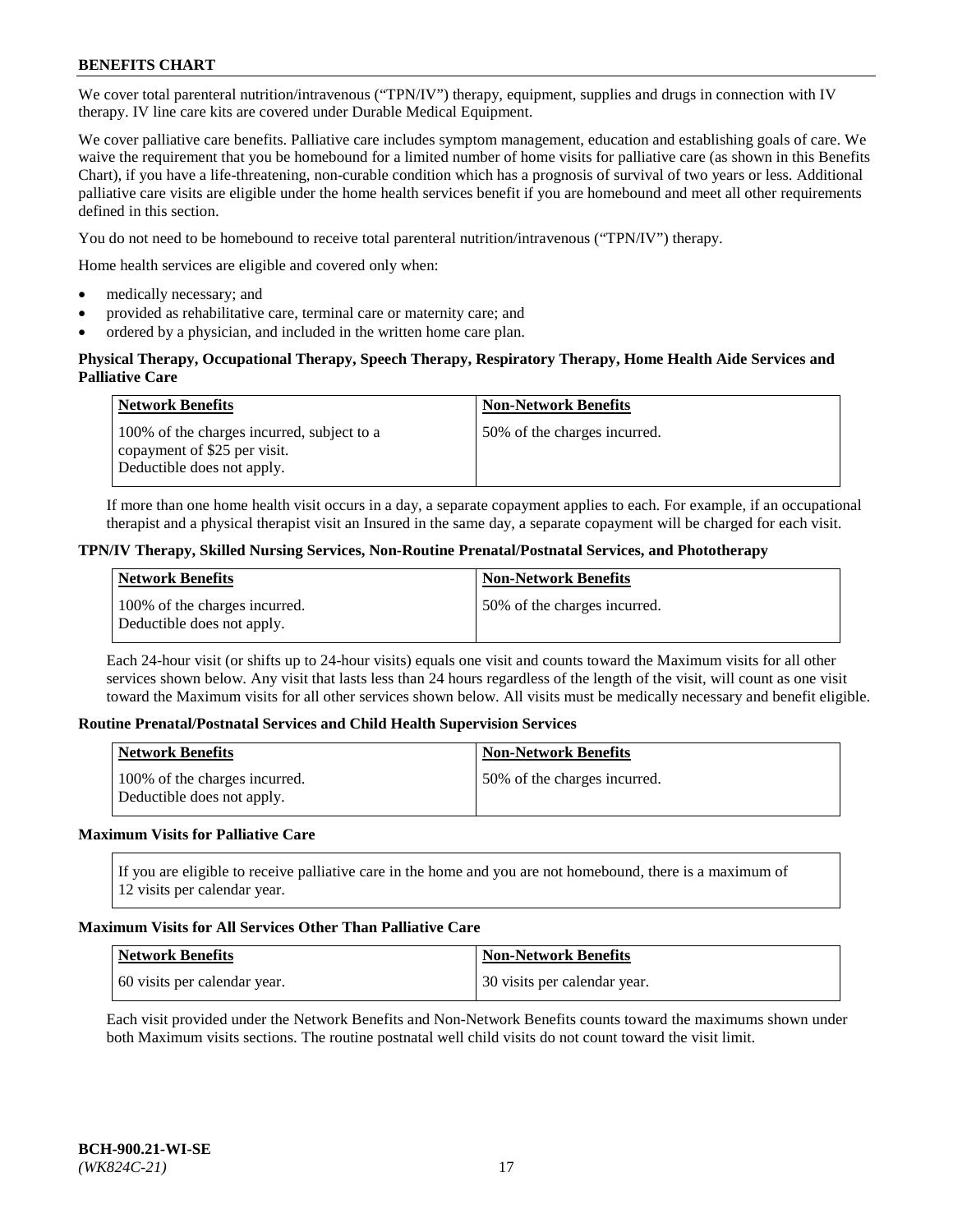We cover total parenteral nutrition/intravenous ("TPN/IV") therapy, equipment, supplies and drugs in connection with IV therapy. IV line care kits are covered under Durable Medical Equipment.

We cover palliative care benefits. Palliative care includes symptom management, education and establishing goals of care. We waive the requirement that you be homebound for a limited number of home visits for palliative care (as shown in this Benefits Chart), if you have a life-threatening, non-curable condition which has a prognosis of survival of two years or less. Additional palliative care visits are eligible under the home health services benefit if you are homebound and meet all other requirements defined in this section.

You do not need to be homebound to receive total parenteral nutrition/intravenous ("TPN/IV") therapy.

Home health services are eligible and covered only when:

- medically necessary; and
- provided as rehabilitative care, terminal care or maternity care; and
- ordered by a physician, and included in the written home care plan.

**Physical Therapy, Occupational Therapy, Speech Therapy, Respiratory Therapy, Home Health Aide Services and Palliative Care**

| Network Benefits | Non-Network Benefits |
|---|---|
| 100% of the charges incurred, subject to a copayment of $25 per visit. Deductible does not apply. | 50% of the charges incurred. |

If more than one home health visit occurs in a day, a separate copayment applies to each. For example, if an occupational therapist and a physical therapist visit an Insured in the same day, a separate copayment will be charged for each visit.

**TPN/IV Therapy, Skilled Nursing Services, Non-Routine Prenatal/Postnatal Services, and Phototherapy**

| Network Benefits | Non-Network Benefits |
|---|---|
| 100% of the charges incurred. Deductible does not apply. | 50% of the charges incurred. |

Each 24-hour visit (or shifts up to 24-hour visits) equals one visit and counts toward the Maximum visits for all other services shown below. Any visit that lasts less than 24 hours regardless of the length of the visit, will count as one visit toward the Maximum visits for all other services shown below. All visits must be medically necessary and benefit eligible.

**Routine Prenatal/Postnatal Services and Child Health Supervision Services**

| Network Benefits | Non-Network Benefits |
|---|---|
| 100% of the charges incurred. Deductible does not apply. | 50% of the charges incurred. |

**Maximum Visits for Palliative Care**

| If you are eligible to receive palliative care in the home and you are not homebound, there is a maximum of 12 visits per calendar year. |
|---|

**Maximum Visits for All Services Other Than Palliative Care**

| Network Benefits | Non-Network Benefits |
|---|---|
| 60 visits per calendar year. | 30 visits per calendar year. |

Each visit provided under the Network Benefits and Non-Network Benefits counts toward the maximums shown under both Maximum visits sections. The routine postnatal well child visits do not count toward the visit limit.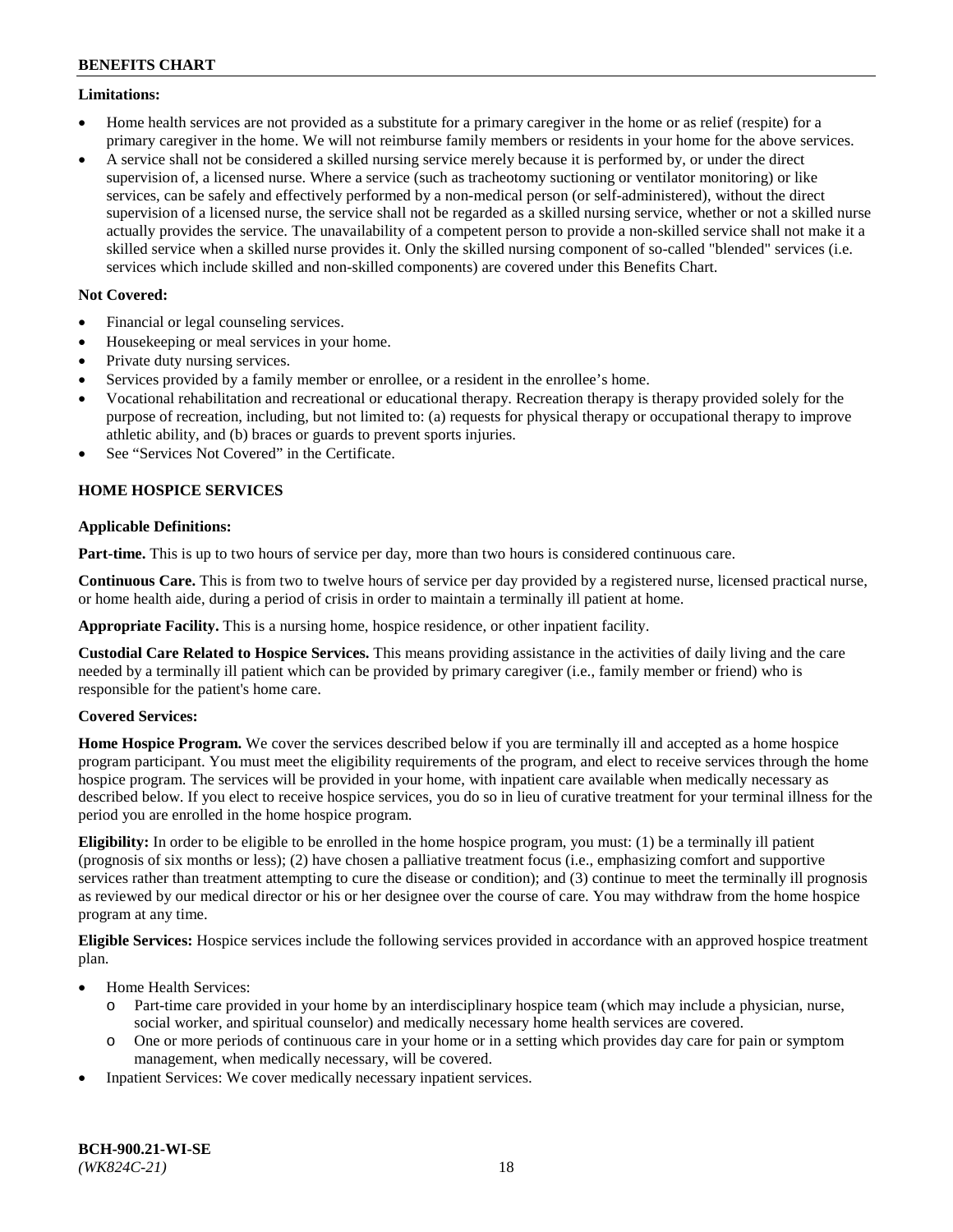**Limitations:**

- Home health services are not provided as a substitute for a primary caregiver in the home or as relief (respite) for a primary caregiver in the home. We will not reimburse family members or residents in your home for the above services.
- A service shall not be considered a skilled nursing service merely because it is performed by, or under the direct supervision of, a licensed nurse. Where a service (such as tracheotomy suctioning or ventilator monitoring) or like services, can be safely and effectively performed by a non-medical person (or self-administered), without the direct supervision of a licensed nurse, the service shall not be regarded as a skilled nursing service, whether or not a skilled nurse actually provides the service. The unavailability of a competent person to provide a non-skilled service shall not make it a skilled service when a skilled nurse provides it. Only the skilled nursing component of so-called "blended" services (i.e. services which include skilled and non-skilled components) are covered under this Benefits Chart.

**Not Covered:**

- Financial or legal counseling services.
- Housekeeping or meal services in your home.
- Private duty nursing services.
- Services provided by a family member or enrollee, or a resident in the enrollee's home.
- Vocational rehabilitation and recreational or educational therapy. Recreation therapy is therapy provided solely for the purpose of recreation, including, but not limited to: (a) requests for physical therapy or occupational therapy to improve athletic ability, and (b) braces or guards to prevent sports injuries.
- See "Services Not Covered" in the Certificate.

## HOME HOSPICE SERVICES

**Applicable Definitions:**

**Part-time.** This is up to two hours of service per day, more than two hours is considered continuous care.

**Continuous Care.** This is from two to twelve hours of service per day provided by a registered nurse, licensed practical nurse, or home health aide, during a period of crisis in order to maintain a terminally ill patient at home.

**Appropriate Facility.** This is a nursing home, hospice residence, or other inpatient facility.

**Custodial Care Related to Hospice Services.** This means providing assistance in the activities of daily living and the care needed by a terminally ill patient which can be provided by primary caregiver (i.e., family member or friend) who is responsible for the patient's home care.

**Covered Services:**

**Home Hospice Program.** We cover the services described below if you are terminally ill and accepted as a home hospice program participant. You must meet the eligibility requirements of the program, and elect to receive services through the home hospice program. The services will be provided in your home, with inpatient care available when medically necessary as described below. If you elect to receive hospice services, you do so in lieu of curative treatment for your terminal illness for the period you are enrolled in the home hospice program.

**Eligibility:** In order to be eligible to be enrolled in the home hospice program, you must: (1) be a terminally ill patient (prognosis of six months or less); (2) have chosen a palliative treatment focus (i.e., emphasizing comfort and supportive services rather than treatment attempting to cure the disease or condition); and (3) continue to meet the terminally ill prognosis as reviewed by our medical director or his or her designee over the course of care. You may withdraw from the home hospice program at any time.

**Eligible Services:** Hospice services include the following services provided in accordance with an approved hospice treatment plan.

- Home Health Services:
  - Part-time care provided in your home by an interdisciplinary hospice team (which may include a physician, nurse, social worker, and spiritual counselor) and medically necessary home health services are covered.
  - One or more periods of continuous care in your home or in a setting which provides day care for pain or symptom management, when medically necessary, will be covered.
- Inpatient Services: We cover medically necessary inpatient services.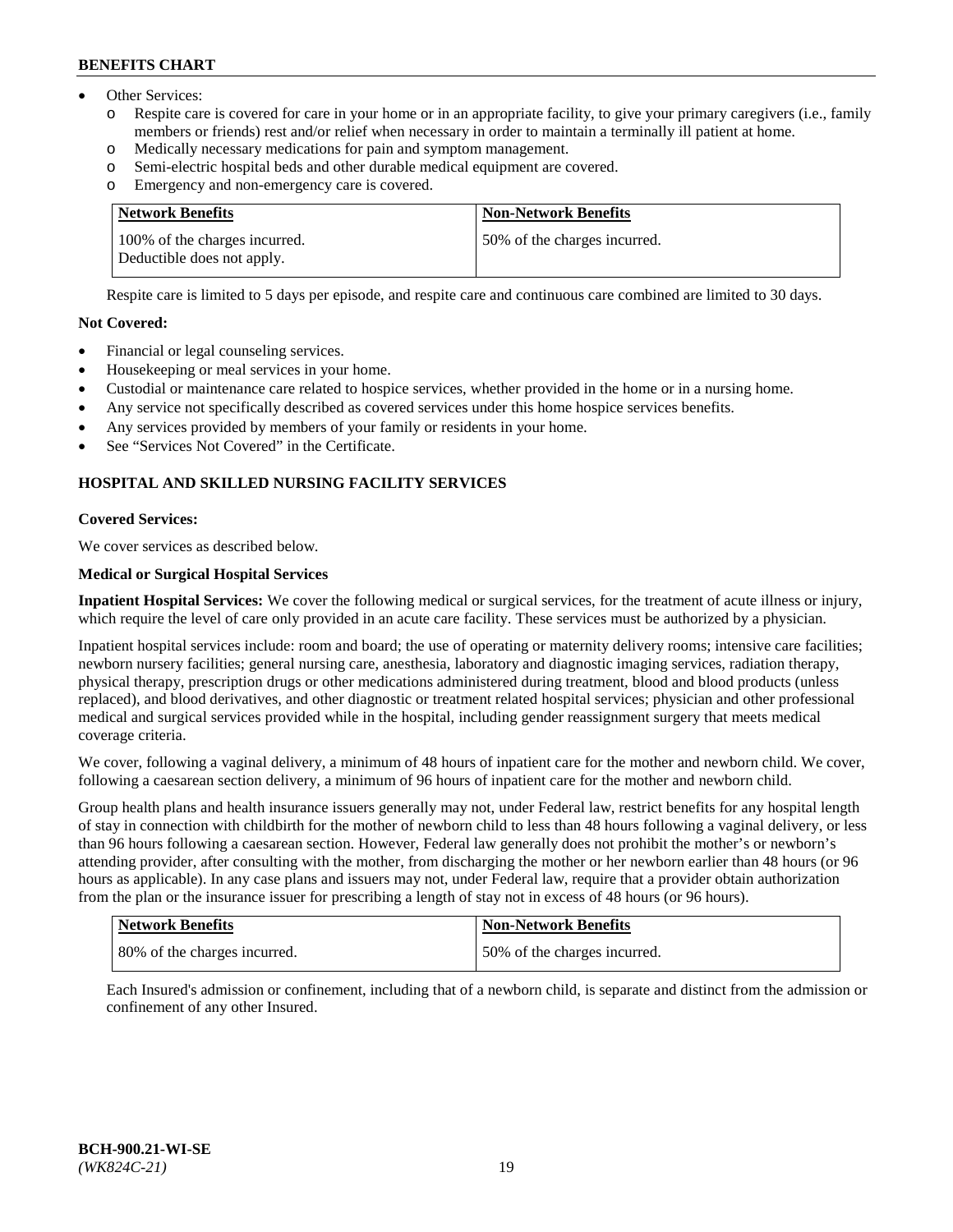- Other Services:
  - o Respite care is covered for care in your home or in an appropriate facility, to give your primary caregivers (i.e., family members or friends) rest and/or relief when necessary in order to maintain a terminally ill patient at home.
  - o Medically necessary medications for pain and symptom management.
  - o Semi-electric hospital beds and other durable medical equipment are covered.
  - o Emergency and non-emergency care is covered.

| Network Benefits | Non-Network Benefits |
|---|---|
| 100% of the charges incurred. Deductible does not apply. | 50% of the charges incurred. |

Respite care is limited to 5 days per episode, and respite care and continuous care combined are limited to 30 days.

**Not Covered:**

- Financial or legal counseling services.
- Housekeeping or meal services in your home.
- Custodial or maintenance care related to hospice services, whether provided in the home or in a nursing home.
- Any service not specifically described as covered services under this home hospice services benefits.
- Any services provided by members of your family or residents in your home.
- See "Services Not Covered" in the Certificate.

### HOSPITAL AND SKILLED NURSING FACILITY SERVICES

**Covered Services:**

We cover services as described below.

**Medical or Surgical Hospital Services**

**Inpatient Hospital Services:** We cover the following medical or surgical services, for the treatment of acute illness or injury, which require the level of care only provided in an acute care facility. These services must be authorized by a physician.

Inpatient hospital services include: room and board; the use of operating or maternity delivery rooms; intensive care facilities; newborn nursery facilities; general nursing care, anesthesia, laboratory and diagnostic imaging services, radiation therapy, physical therapy, prescription drugs or other medications administered during treatment, blood and blood products (unless replaced), and blood derivatives, and other diagnostic or treatment related hospital services; physician and other professional medical and surgical services provided while in the hospital, including gender reassignment surgery that meets medical coverage criteria.

We cover, following a vaginal delivery, a minimum of 48 hours of inpatient care for the mother and newborn child. We cover, following a caesarean section delivery, a minimum of 96 hours of inpatient care for the mother and newborn child.

Group health plans and health insurance issuers generally may not, under Federal law, restrict benefits for any hospital length of stay in connection with childbirth for the mother of newborn child to less than 48 hours following a vaginal delivery, or less than 96 hours following a caesarean section. However, Federal law generally does not prohibit the mother's or newborn's attending provider, after consulting with the mother, from discharging the mother or her newborn earlier than 48 hours (or 96 hours as applicable). In any case plans and issuers may not, under Federal law, require that a provider obtain authorization from the plan or the insurance issuer for prescribing a length of stay not in excess of 48 hours (or 96 hours).

| Network Benefits | Non-Network Benefits |
|---|---|
| 80% of the charges incurred. | 50% of the charges incurred. |

Each Insured's admission or confinement, including that of a newborn child, is separate and distinct from the admission or confinement of any other Insured.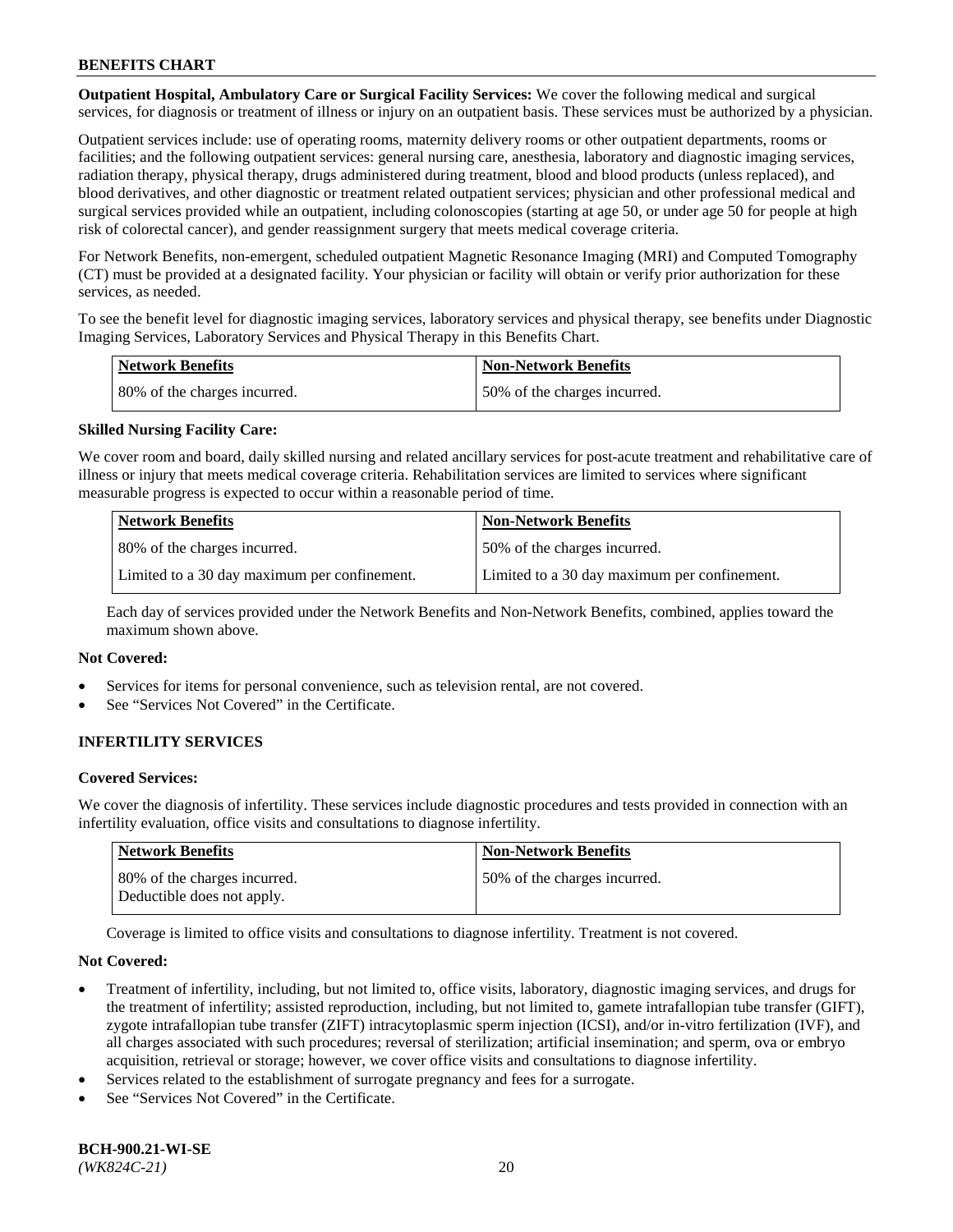**Outpatient Hospital, Ambulatory Care or Surgical Facility Services:** We cover the following medical and surgical services, for diagnosis or treatment of illness or injury on an outpatient basis. These services must be authorized by a physician.

Outpatient services include: use of operating rooms, maternity delivery rooms or other outpatient departments, rooms or facilities; and the following outpatient services: general nursing care, anesthesia, laboratory and diagnostic imaging services, radiation therapy, physical therapy, drugs administered during treatment, blood and blood products (unless replaced), and blood derivatives, and other diagnostic or treatment related outpatient services; physician and other professional medical and surgical services provided while an outpatient, including colonoscopies (starting at age 50, or under age 50 for people at high risk of colorectal cancer), and gender reassignment surgery that meets medical coverage criteria.

For Network Benefits, non-emergent, scheduled outpatient Magnetic Resonance Imaging (MRI) and Computed Tomography (CT) must be provided at a designated facility. Your physician or facility will obtain or verify prior authorization for these services, as needed.

To see the benefit level for diagnostic imaging services, laboratory services and physical therapy, see benefits under Diagnostic Imaging Services, Laboratory Services and Physical Therapy in this Benefits Chart.

| Network Benefits | Non-Network Benefits |
|---|---|
| 80% of the charges incurred. | 50% of the charges incurred. |

**Skilled Nursing Facility Care:**

We cover room and board, daily skilled nursing and related ancillary services for post-acute treatment and rehabilitative care of illness or injury that meets medical coverage criteria. Rehabilitation services are limited to services where significant measurable progress is expected to occur within a reasonable period of time.

| Network Benefits | Non-Network Benefits |
|---|---|
| 80% of the charges incurred. | 50% of the charges incurred. |
| Limited to a 30 day maximum per confinement. | Limited to a 30 day maximum per confinement. |

Each day of services provided under the Network Benefits and Non-Network Benefits, combined, applies toward the maximum shown above.

**Not Covered:**

- Services for items for personal convenience, such as television rental, are not covered.
- See "Services Not Covered" in the Certificate.

## INFERTILITY SERVICES

**Covered Services:**

We cover the diagnosis of infertility. These services include diagnostic procedures and tests provided in connection with an infertility evaluation, office visits and consultations to diagnose infertility.

| Network Benefits | Non-Network Benefits |
|---|---|
| 80% of the charges incurred. Deductible does not apply. | 50% of the charges incurred. |

Coverage is limited to office visits and consultations to diagnose infertility. Treatment is not covered.

**Not Covered:**

- Treatment of infertility, including, but not limited to, office visits, laboratory, diagnostic imaging services, and drugs for the treatment of infertility; assisted reproduction, including, but not limited to, gamete intrafallopian tube transfer (GIFT), zygote intrafallopian tube transfer (ZIFT) intracytoplasmic sperm injection (ICSI), and/or in-vitro fertilization (IVF), and all charges associated with such procedures; reversal of sterilization; artificial insemination; and sperm, ova or embryo acquisition, retrieval or storage; however, we cover office visits and consultations to diagnose infertility.
- Services related to the establishment of surrogate pregnancy and fees for a surrogate.
- See "Services Not Covered" in the Certificate.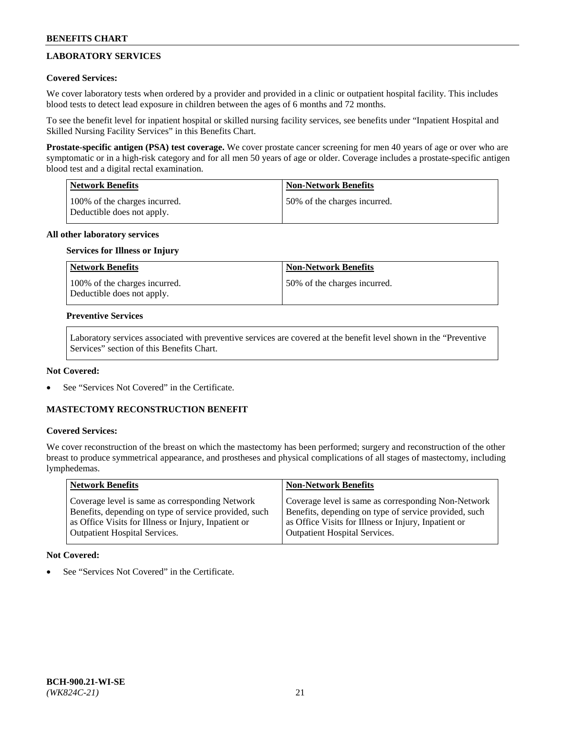## LABORATORY SERVICES

**Covered Services:**

We cover laboratory tests when ordered by a provider and provided in a clinic or outpatient hospital facility. This includes blood tests to detect lead exposure in children between the ages of 6 months and 72 months.

To see the benefit level for inpatient hospital or skilled nursing facility services, see benefits under "Inpatient Hospital and Skilled Nursing Facility Services" in this Benefits Chart.

**Prostate-specific antigen (PSA) test coverage.** We cover prostate cancer screening for men 40 years of age or over who are symptomatic or in a high-risk category and for all men 50 years of age or older. Coverage includes a prostate-specific antigen blood test and a digital rectal examination.

| Network Benefits | Non-Network Benefits |
|---|---|
| 100% of the charges incurred. Deductible does not apply. | 50% of the charges incurred. |

**All other laboratory services**

**Services for Illness or Injury**

| Network Benefits | Non-Network Benefits |
|---|---|
| 100% of the charges incurred. Deductible does not apply. | 50% of the charges incurred. |

**Preventive Services**

Laboratory services associated with preventive services are covered at the benefit level shown in the "Preventive Services" section of this Benefits Chart.

**Not Covered:**

- See "Services Not Covered" in the Certificate.

## MASTECTOMY RECONSTRUCTION BENEFIT

**Covered Services:**

We cover reconstruction of the breast on which the mastectomy has been performed; surgery and reconstruction of the other breast to produce symmetrical appearance, and prostheses and physical complications of all stages of mastectomy, including lymphedemas.

| Network Benefits | Non-Network Benefits |
|---|---|
| Coverage level is same as corresponding Network Benefits, depending on type of service provided, such as Office Visits for Illness or Injury, Inpatient or Outpatient Hospital Services. | Coverage level is same as corresponding Non-Network Benefits, depending on type of service provided, such as Office Visits for Illness or Injury, Inpatient or Outpatient Hospital Services. |

**Not Covered:**

- See "Services Not Covered" in the Certificate.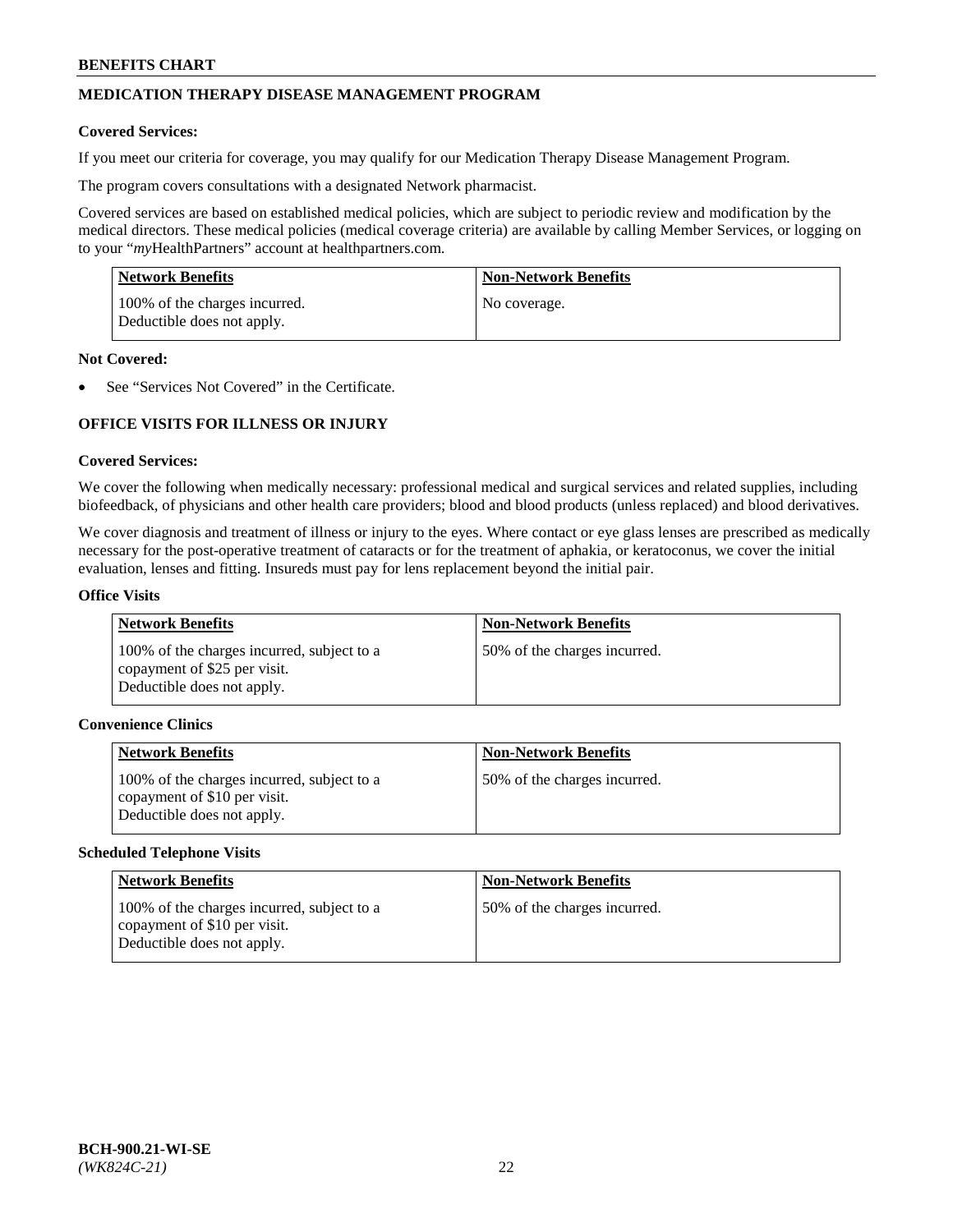## MEDICATION THERAPY DISEASE MANAGEMENT PROGRAM

**Covered Services:**

If you meet our criteria for coverage, you may qualify for our Medication Therapy Disease Management Program.

The program covers consultations with a designated Network pharmacist.

Covered services are based on established medical policies, which are subject to periodic review and modification by the medical directors. These medical policies (medical coverage criteria) are available by calling Member Services, or logging on to your "*my*HealthPartners" account at healthpartners.com.

| Network Benefits | Non-Network Benefits |
| --- | --- |
| 100% of the charges incurred. Deductible does not apply. | No coverage. |

**Not Covered:**

- See "Services Not Covered" in the Certificate.

## OFFICE VISITS FOR ILLNESS OR INJURY

**Covered Services:**

We cover the following when medically necessary: professional medical and surgical services and related supplies, including biofeedback, of physicians and other health care providers; blood and blood products (unless replaced) and blood derivatives.

We cover diagnosis and treatment of illness or injury to the eyes. Where contact or eye glass lenses are prescribed as medically necessary for the post-operative treatment of cataracts or for the treatment of aphakia, or keratoconus, we cover the initial evaluation, lenses and fitting. Insureds must pay for lens replacement beyond the initial pair.

**Office Visits**

| Network Benefits | Non-Network Benefits |
| --- | --- |
| 100% of the charges incurred, subject to a copayment of $25 per visit. Deductible does not apply. | 50% of the charges incurred. |

**Convenience Clinics**

| Network Benefits | Non-Network Benefits |
| --- | --- |
| 100% of the charges incurred, subject to a copayment of $10 per visit. Deductible does not apply. | 50% of the charges incurred. |

**Scheduled Telephone Visits**

| Network Benefits | Non-Network Benefits |
| --- | --- |
| 100% of the charges incurred, subject to a copayment of $10 per visit. Deductible does not apply. | 50% of the charges incurred. |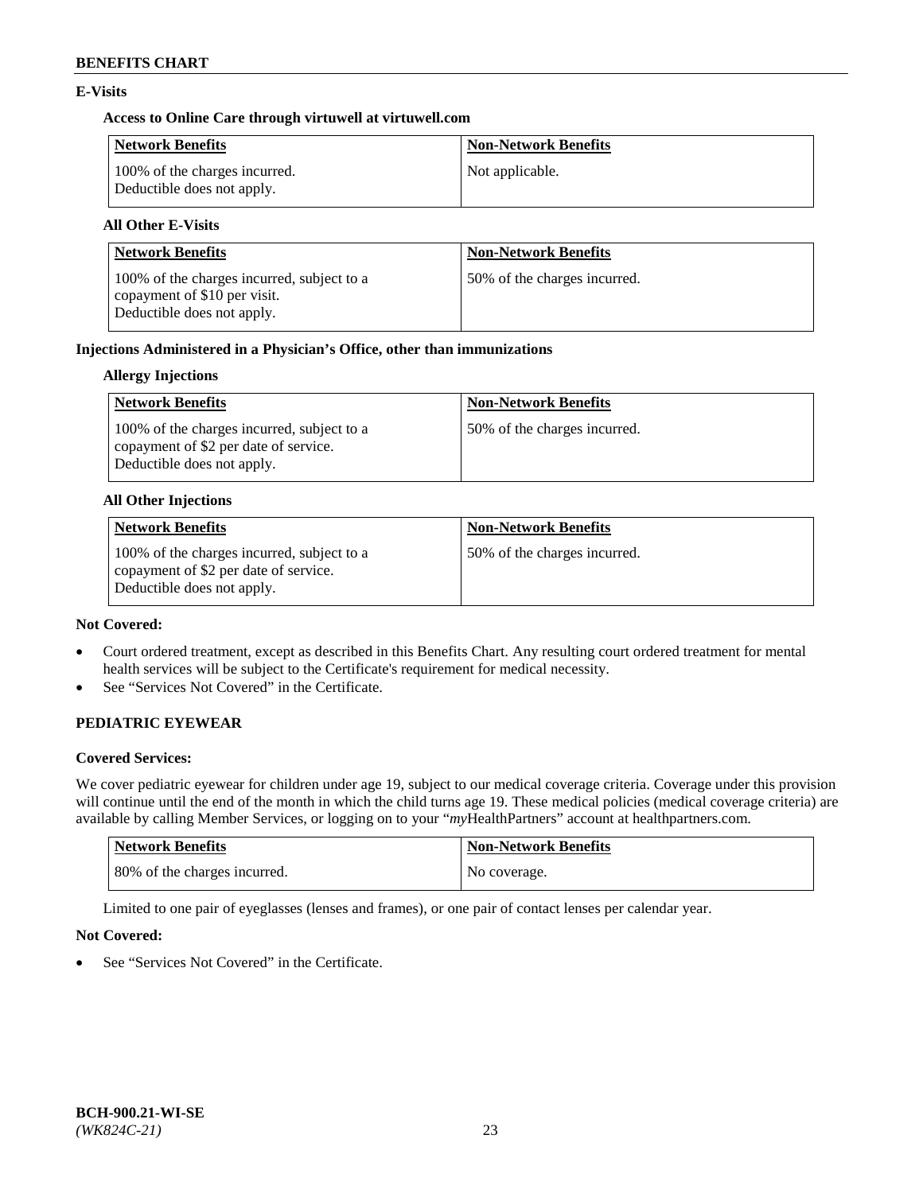## E-Visits

### Access to Online Care through virtuwell at virtuwell.com

| Network Benefits | Non-Network Benefits |
| --- | --- |
| 100% of the charges incurred. Deductible does not apply. | Not applicable. |

### All Other E-Visits

| Network Benefits | Non-Network Benefits |
| --- | --- |
| 100% of the charges incurred, subject to a copayment of $10 per visit. Deductible does not apply. | 50% of the charges incurred. |

## Injections Administered in a Physician's Office, other than immunizations

### Allergy Injections

| Network Benefits | Non-Network Benefits |
| --- | --- |
| 100% of the charges incurred, subject to a copayment of $2 per date of service. Deductible does not apply. | 50% of the charges incurred. |

### All Other Injections

| Network Benefits | Non-Network Benefits |
| --- | --- |
| 100% of the charges incurred, subject to a copayment of $2 per date of service. Deductible does not apply. | 50% of the charges incurred. |

**Not Covered:**

- Court ordered treatment, except as described in this Benefits Chart. Any resulting court ordered treatment for mental health services will be subject to the Certificate's requirement for medical necessity.
- See "Services Not Covered" in the Certificate.

## PEDIATRIC EYEWEAR

**Covered Services:**

We cover pediatric eyewear for children under age 19, subject to our medical coverage criteria. Coverage under this provision will continue until the end of the month in which the child turns age 19. These medical policies (medical coverage criteria) are available by calling Member Services, or logging on to your "*my*HealthPartners" account at healthpartners.com.

| Network Benefits | Non-Network Benefits |
| --- | --- |
| 80% of the charges incurred. | No coverage. |

Limited to one pair of eyeglasses (lenses and frames), or one pair of contact lenses per calendar year.

**Not Covered:**

- See "Services Not Covered" in the Certificate.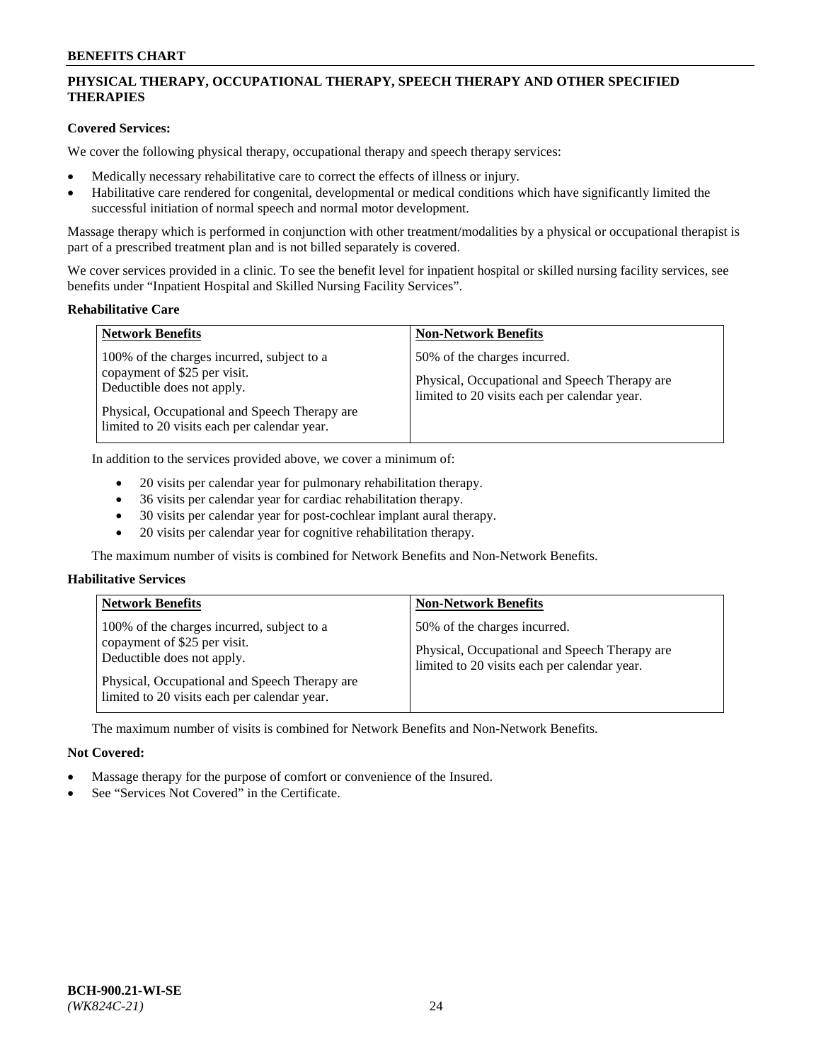## PHYSICAL THERAPY, OCCUPATIONAL THERAPY, SPEECH THERAPY AND OTHER SPECIFIED THERAPIES

**Covered Services:**

We cover the following physical therapy, occupational therapy and speech therapy services:

- Medically necessary rehabilitative care to correct the effects of illness or injury.
- Habilitative care rendered for congenital, developmental or medical conditions which have significantly limited the successful initiation of normal speech and normal motor development.

Massage therapy which is performed in conjunction with other treatment/modalities by a physical or occupational therapist is part of a prescribed treatment plan and is not billed separately is covered.

We cover services provided in a clinic. To see the benefit level for inpatient hospital or skilled nursing facility services, see benefits under "Inpatient Hospital and Skilled Nursing Facility Services".

**Rehabilitative Care**

| Network Benefits | Non-Network Benefits |
|---|---|
| 100% of the charges incurred, subject to a copayment of $25 per visit. Deductible does not apply.<br><br>Physical, Occupational and Speech Therapy are limited to 20 visits each per calendar year. | 50% of the charges incurred.<br><br>Physical, Occupational and Speech Therapy are limited to 20 visits each per calendar year. |

In addition to the services provided above, we cover a minimum of:

- 20 visits per calendar year for pulmonary rehabilitation therapy.
- 36 visits per calendar year for cardiac rehabilitation therapy.
- 30 visits per calendar year for post-cochlear implant aural therapy.
- 20 visits per calendar year for cognitive rehabilitation therapy.

The maximum number of visits is combined for Network Benefits and Non-Network Benefits.

**Habilitative Services**

| Network Benefits | Non-Network Benefits |
|---|---|
| 100% of the charges incurred, subject to a copayment of $25 per visit. Deductible does not apply.<br><br>Physical, Occupational and Speech Therapy are limited to 20 visits each per calendar year. | 50% of the charges incurred.<br><br>Physical, Occupational and Speech Therapy are limited to 20 visits each per calendar year. |

The maximum number of visits is combined for Network Benefits and Non-Network Benefits.

**Not Covered:**

- Massage therapy for the purpose of comfort or convenience of the Insured.
- See "Services Not Covered" in the Certificate.

**BCH-900.21-WI-SE**
*(WK824C-21)*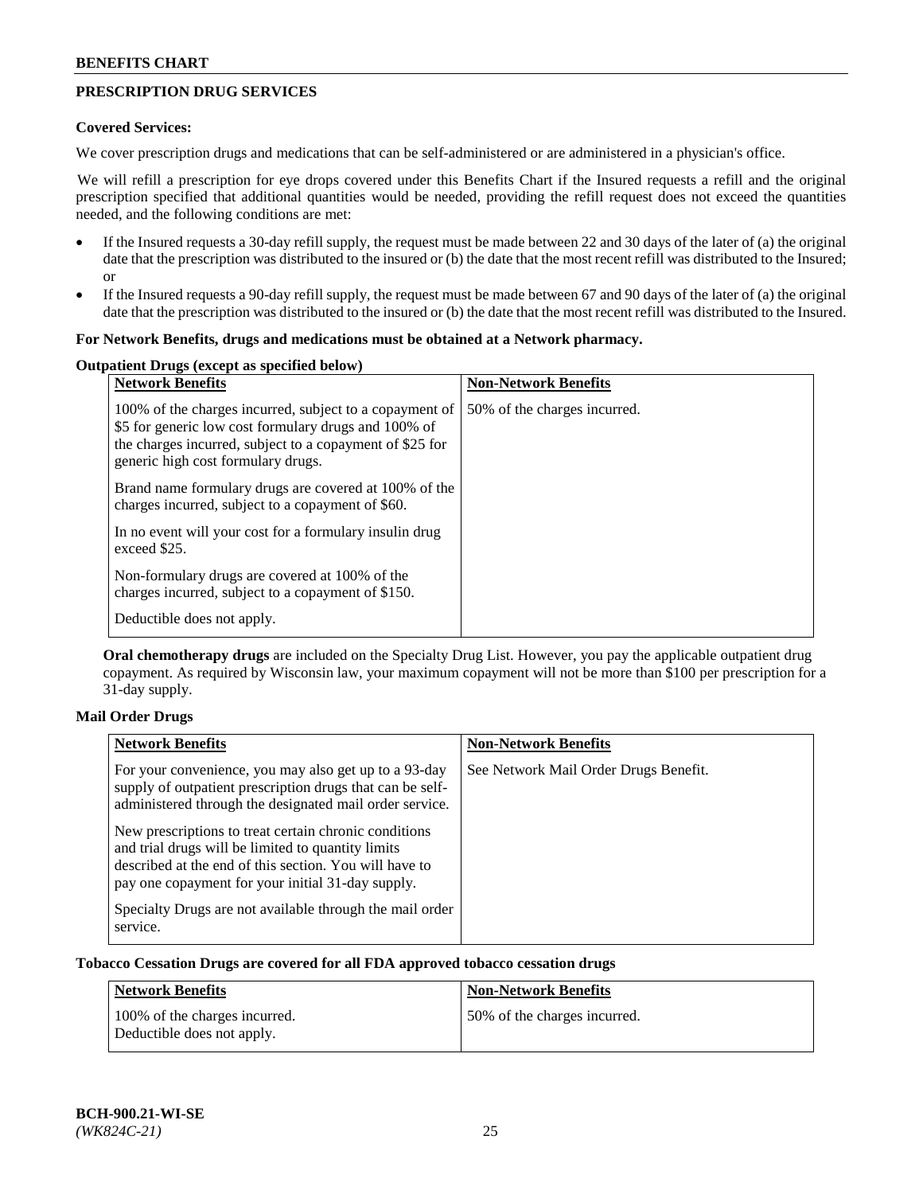## PRESCRIPTION DRUG SERVICES

**Covered Services:**

We cover prescription drugs and medications that can be self-administered or are administered in a physician's office.

We will refill a prescription for eye drops covered under this Benefits Chart if the Insured requests a refill and the original prescription specified that additional quantities would be needed, providing the refill request does not exceed the quantities needed, and the following conditions are met:

- If the Insured requests a 30-day refill supply, the request must be made between 22 and 30 days of the later of (a) the original date that the prescription was distributed to the insured or (b) the date that the most recent refill was distributed to the Insured; or
- If the Insured requests a 90-day refill supply, the request must be made between 67 and 90 days of the later of (a) the original date that the prescription was distributed to the insured or (b) the date that the most recent refill was distributed to the Insured.

**For Network Benefits, drugs and medications must be obtained at a Network pharmacy.**

**Outpatient Drugs (except as specified below)**

| Network Benefits | Non-Network Benefits |
|---|---|
| 100% of the charges incurred, subject to a copayment of \$5 for generic low cost formulary drugs and 100% of the charges incurred, subject to a copayment of \$25 for generic high cost formulary drugs.<br><br>Brand name formulary drugs are covered at 100% of the charges incurred, subject to a copayment of \$60.<br><br>In no event will your cost for a formulary insulin drug exceed \$25.<br><br>Non-formulary drugs are covered at 100% of the charges incurred, subject to a copayment of \$150.<br><br>Deductible does not apply. | 50% of the charges incurred. |

**Oral chemotherapy drugs** are included on the Specialty Drug List. However, you pay the applicable outpatient drug copayment. As required by Wisconsin law, your maximum copayment will not be more than \$100 per prescription for a 31-day supply.

**Mail Order Drugs**

| Network Benefits | Non-Network Benefits |
|---|---|
| For your convenience, you may also get up to a 93-day supply of outpatient prescription drugs that can be self-administered through the designated mail order service.<br><br>New prescriptions to treat certain chronic conditions and trial drugs will be limited to quantity limits described at the end of this section. You will have to pay one copayment for your initial 31-day supply.<br><br>Specialty Drugs are not available through the mail order service. | See Network Mail Order Drugs Benefit. |

**Tobacco Cessation Drugs are covered for all FDA approved tobacco cessation drugs**

| Network Benefits | Non-Network Benefits |
|---|---|
| 100% of the charges incurred.<br>Deductible does not apply. | 50% of the charges incurred. |

BCH-900.21-WI-SE
*(WK824C-21)*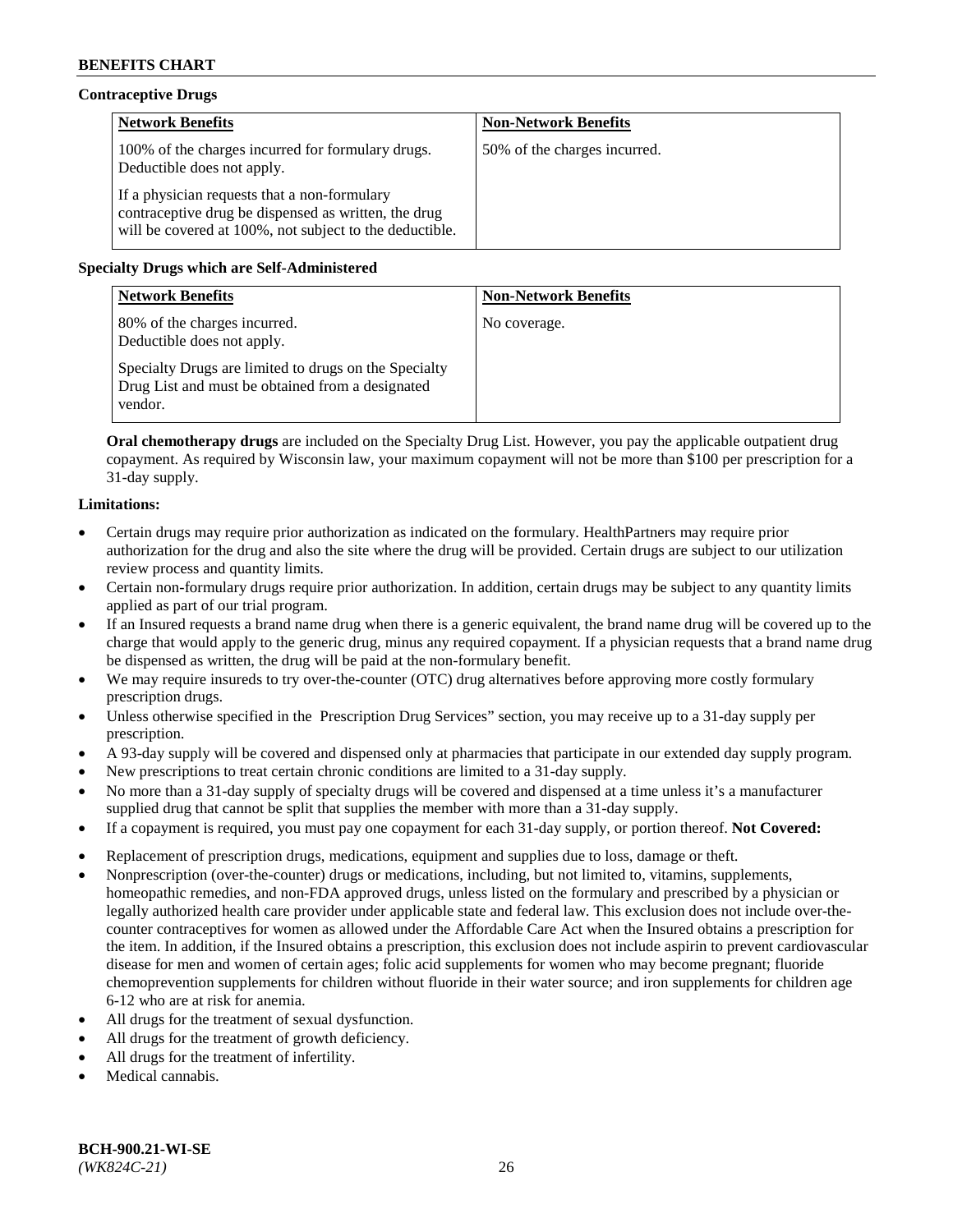**Contraceptive Drugs**

| Network Benefits | Non-Network Benefits |
|---|---|
| 100% of the charges incurred for formulary drugs. Deductible does not apply.<br><br>If a physician requests that a non-formulary contraceptive drug be dispensed as written, the drug will be covered at 100%, not subject to the deductible. | 50% of the charges incurred. |

**Specialty Drugs which are Self-Administered**

| Network Benefits | Non-Network Benefits |
|---|---|
| 80% of the charges incurred. Deductible does not apply.<br><br>Specialty Drugs are limited to drugs on the Specialty Drug List and must be obtained from a designated vendor. | No coverage. |

**Oral chemotherapy drugs** are included on the Specialty Drug List. However, you pay the applicable outpatient drug copayment. As required by Wisconsin law, your maximum copayment will not be more than $100 per prescription for a 31-day supply.

**Limitations:**

- Certain drugs may require prior authorization as indicated on the formulary. HealthPartners may require prior authorization for the drug and also the site where the drug will be provided. Certain drugs are subject to our utilization review process and quantity limits.
- Certain non-formulary drugs require prior authorization. In addition, certain drugs may be subject to any quantity limits applied as part of our trial program.
- If an Insured requests a brand name drug when there is a generic equivalent, the brand name drug will be covered up to the charge that would apply to the generic drug, minus any required copayment. If a physician requests that a brand name drug be dispensed as written, the drug will be paid at the non-formulary benefit.
- We may require insureds to try over-the-counter (OTC) drug alternatives before approving more costly formulary prescription drugs.
- Unless otherwise specified in the Prescription Drug Services" section, you may receive up to a 31-day supply per prescription.
- A 93-day supply will be covered and dispensed only at pharmacies that participate in our extended day supply program.
- New prescriptions to treat certain chronic conditions are limited to a 31-day supply.
- No more than a 31-day supply of specialty drugs will be covered and dispensed at a time unless it's a manufacturer supplied drug that cannot be split that supplies the member with more than a 31-day supply.
- If a copayment is required, you must pay one copayment for each 31-day supply, or portion thereof. **Not Covered:**
- Replacement of prescription drugs, medications, equipment and supplies due to loss, damage or theft.
- Nonprescription (over-the-counter) drugs or medications, including, but not limited to, vitamins, supplements, homeopathic remedies, and non-FDA approved drugs, unless listed on the formulary and prescribed by a physician or legally authorized health care provider under applicable state and federal law. This exclusion does not include over-the-counter contraceptives for women as allowed under the Affordable Care Act when the Insured obtains a prescription for the item. In addition, if the Insured obtains a prescription, this exclusion does not include aspirin to prevent cardiovascular disease for men and women of certain ages; folic acid supplements for women who may become pregnant; fluoride chemoprevention supplements for children without fluoride in their water source; and iron supplements for children age 6-12 who are at risk for anemia.
- All drugs for the treatment of sexual dysfunction.
- All drugs for the treatment of growth deficiency.
- All drugs for the treatment of infertility.
- Medical cannabis.

**BCH-900.21-WI-SE**
*(WK824C-21)*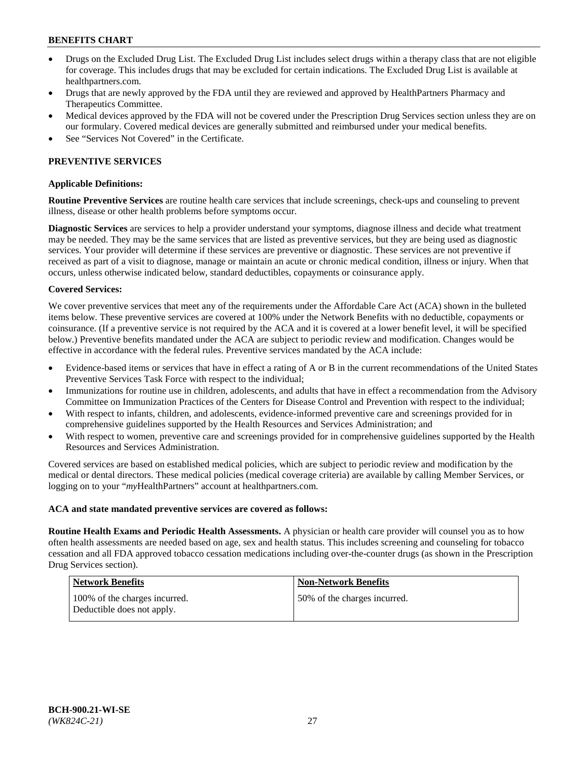- Drugs on the Excluded Drug List. The Excluded Drug List includes select drugs within a therapy class that are not eligible for coverage. This includes drugs that may be excluded for certain indications. The Excluded Drug List is available at healthpartners.com.
- Drugs that are newly approved by the FDA until they are reviewed and approved by HealthPartners Pharmacy and Therapeutics Committee.
- Medical devices approved by the FDA will not be covered under the Prescription Drug Services section unless they are on our formulary. Covered medical devices are generally submitted and reimbursed under your medical benefits.
- See "Services Not Covered" in the Certificate.

## PREVENTIVE SERVICES

### Applicable Definitions:

**Routine Preventive Services** are routine health care services that include screenings, check-ups and counseling to prevent illness, disease or other health problems before symptoms occur.

**Diagnostic Services** are services to help a provider understand your symptoms, diagnose illness and decide what treatment may be needed. They may be the same services that are listed as preventive services, but they are being used as diagnostic services. Your provider will determine if these services are preventive or diagnostic. These services are not preventive if received as part of a visit to diagnose, manage or maintain an acute or chronic medical condition, illness or injury. When that occurs, unless otherwise indicated below, standard deductibles, copayments or coinsurance apply.

### Covered Services:

We cover preventive services that meet any of the requirements under the Affordable Care Act (ACA) shown in the bulleted items below. These preventive services are covered at 100% under the Network Benefits with no deductible, copayments or coinsurance. (If a preventive service is not required by the ACA and it is covered at a lower benefit level, it will be specified below.) Preventive benefits mandated under the ACA are subject to periodic review and modification. Changes would be effective in accordance with the federal rules. Preventive services mandated by the ACA include:

- Evidence-based items or services that have in effect a rating of A or B in the current recommendations of the United States Preventive Services Task Force with respect to the individual;
- Immunizations for routine use in children, adolescents, and adults that have in effect a recommendation from the Advisory Committee on Immunization Practices of the Centers for Disease Control and Prevention with respect to the individual;
- With respect to infants, children, and adolescents, evidence-informed preventive care and screenings provided for in comprehensive guidelines supported by the Health Resources and Services Administration; and
- With respect to women, preventive care and screenings provided for in comprehensive guidelines supported by the Health Resources and Services Administration.

Covered services are based on established medical policies, which are subject to periodic review and modification by the medical or dental directors. These medical policies (medical coverage criteria) are available by calling Member Services, or logging on to your "*my*HealthPartners" account at healthpartners.com.

### ACA and state mandated preventive services are covered as follows:

**Routine Health Exams and Periodic Health Assessments.** A physician or health care provider will counsel you as to how often health assessments are needed based on age, sex and health status. This includes screening and counseling for tobacco cessation and all FDA approved tobacco cessation medications including over-the-counter drugs (as shown in the Prescription Drug Services section).

| Network Benefits | Non-Network Benefits |
|---|---|
| 100% of the charges incurred. Deductible does not apply. | 50% of the charges incurred. |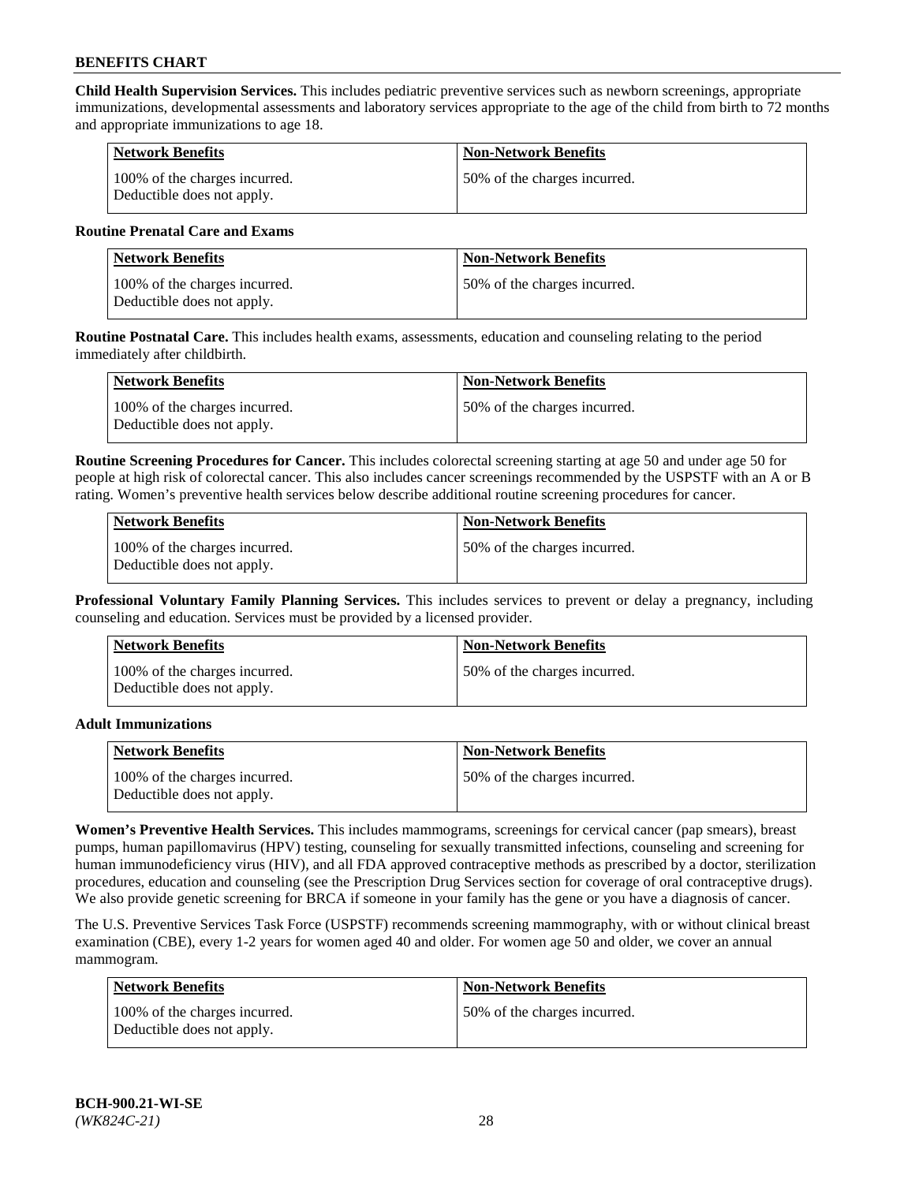**Child Health Supervision Services.** This includes pediatric preventive services such as newborn screenings, appropriate immunizations, developmental assessments and laboratory services appropriate to the age of the child from birth to 72 months and appropriate immunizations to age 18.

| Network Benefits | Non-Network Benefits |
|---|---|
| 100% of the charges incurred. Deductible does not apply. | 50% of the charges incurred. |

**Routine Prenatal Care and Exams**

| Network Benefits | Non-Network Benefits |
|---|---|
| 100% of the charges incurred. Deductible does not apply. | 50% of the charges incurred. |

**Routine Postnatal Care.** This includes health exams, assessments, education and counseling relating to the period immediately after childbirth.

| Network Benefits | Non-Network Benefits |
|---|---|
| 100% of the charges incurred. Deductible does not apply. | 50% of the charges incurred. |

**Routine Screening Procedures for Cancer.** This includes colorectal screening starting at age 50 and under age 50 for people at high risk of colorectal cancer. This also includes cancer screenings recommended by the USPSTF with an A or B rating. Women's preventive health services below describe additional routine screening procedures for cancer.

| Network Benefits | Non-Network Benefits |
|---|---|
| 100% of the charges incurred. Deductible does not apply. | 50% of the charges incurred. |

**Professional Voluntary Family Planning Services.** This includes services to prevent or delay a pregnancy, including counseling and education. Services must be provided by a licensed provider.

| Network Benefits | Non-Network Benefits |
|---|---|
| 100% of the charges incurred. Deductible does not apply. | 50% of the charges incurred. |

**Adult Immunizations**

| Network Benefits | Non-Network Benefits |
|---|---|
| 100% of the charges incurred. Deductible does not apply. | 50% of the charges incurred. |

**Women's Preventive Health Services.** This includes mammograms, screenings for cervical cancer (pap smears), breast pumps, human papillomavirus (HPV) testing, counseling for sexually transmitted infections, counseling and screening for human immunodeficiency virus (HIV), and all FDA approved contraceptive methods as prescribed by a doctor, sterilization procedures, education and counseling (see the Prescription Drug Services section for coverage of oral contraceptive drugs). We also provide genetic screening for BRCA if someone in your family has the gene or you have a diagnosis of cancer.

The U.S. Preventive Services Task Force (USPSTF) recommends screening mammography, with or without clinical breast examination (CBE), every 1-2 years for women aged 40 and older. For women age 50 and older, we cover an annual mammogram.

| Network Benefits | Non-Network Benefits |
|---|---|
| 100% of the charges incurred. Deductible does not apply. | 50% of the charges incurred. |

**BCH-900.21-WI-SE**
*(WK824C-21)*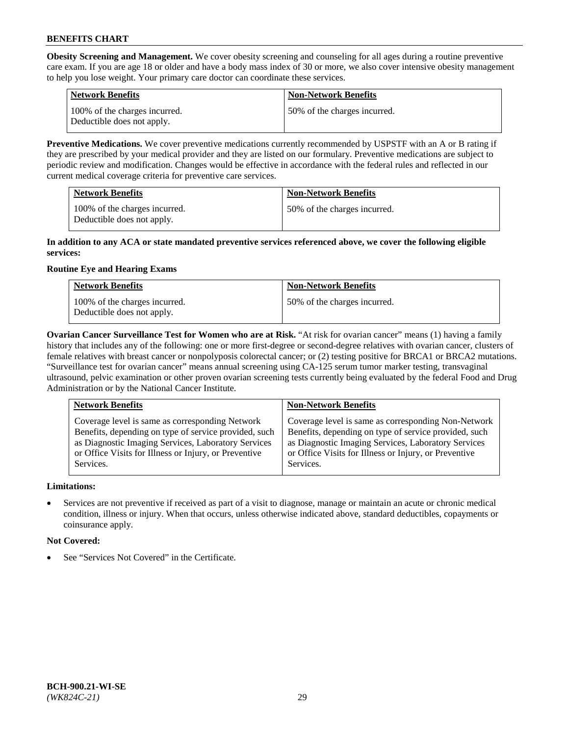**Obesity Screening and Management.** We cover obesity screening and counseling for all ages during a routine preventive care exam. If you are age 18 or older and have a body mass index of 30 or more, we also cover intensive obesity management to help you lose weight. Your primary care doctor can coordinate these services.

| Network Benefits | Non-Network Benefits |
| --- | --- |
| 100% of the charges incurred. Deductible does not apply. | 50% of the charges incurred. |

**Preventive Medications.** We cover preventive medications currently recommended by USPSTF with an A or B rating if they are prescribed by your medical provider and they are listed on our formulary. Preventive medications are subject to periodic review and modification. Changes would be effective in accordance with the federal rules and reflected in our current medical coverage criteria for preventive care services.

| Network Benefits | Non-Network Benefits |
| --- | --- |
| 100% of the charges incurred. Deductible does not apply. | 50% of the charges incurred. |

**In addition to any ACA or state mandated preventive services referenced above, we cover the following eligible services:**

**Routine Eye and Hearing Exams**

| Network Benefits | Non-Network Benefits |
| --- | --- |
| 100% of the charges incurred. Deductible does not apply. | 50% of the charges incurred. |

**Ovarian Cancer Surveillance Test for Women who are at Risk.** "At risk for ovarian cancer" means (1) having a family history that includes any of the following: one or more first-degree or second-degree relatives with ovarian cancer, clusters of female relatives with breast cancer or nonpolyposis colorectal cancer; or (2) testing positive for BRCA1 or BRCA2 mutations. "Surveillance test for ovarian cancer" means annual screening using CA-125 serum tumor marker testing, transvaginal ultrasound, pelvic examination or other proven ovarian screening tests currently being evaluated by the federal Food and Drug Administration or by the National Cancer Institute.

| Network Benefits | Non-Network Benefits |
| --- | --- |
| Coverage level is same as corresponding Network Benefits, depending on type of service provided, such as Diagnostic Imaging Services, Laboratory Services or Office Visits for Illness or Injury, or Preventive Services. | Coverage level is same as corresponding Non-Network Benefits, depending on type of service provided, such as Diagnostic Imaging Services, Laboratory Services or Office Visits for Illness or Injury, or Preventive Services. |

**Limitations:**

- Services are not preventive if received as part of a visit to diagnose, manage or maintain an acute or chronic medical condition, illness or injury. When that occurs, unless otherwise indicated above, standard deductibles, copayments or coinsurance apply.

**Not Covered:**

- See "Services Not Covered" in the Certificate.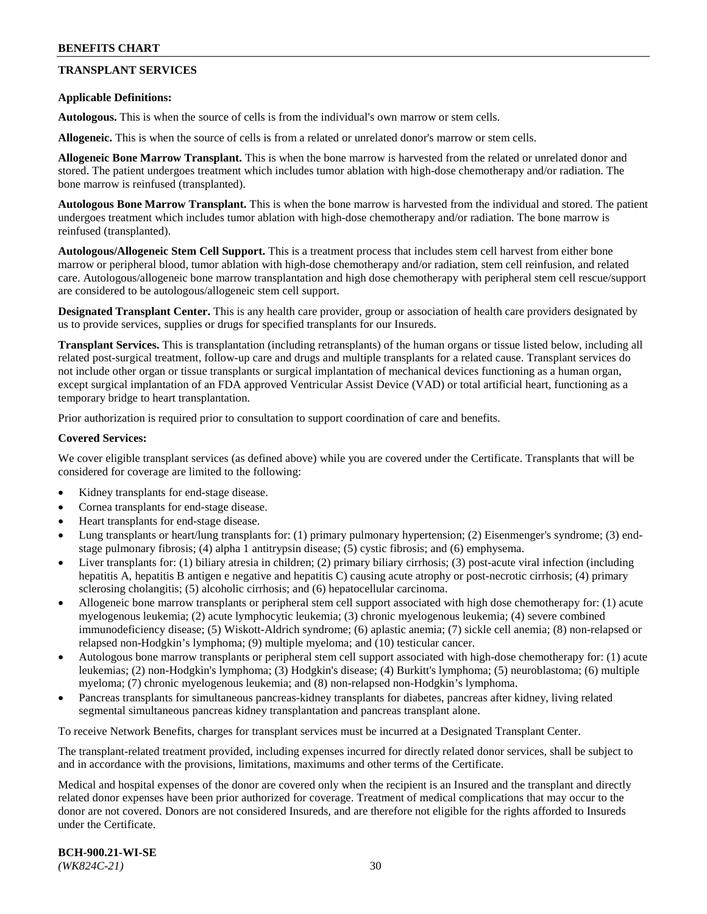## TRANSPLANT SERVICES

**Applicable Definitions:**

**Autologous.** This is when the source of cells is from the individual's own marrow or stem cells.

**Allogeneic.** This is when the source of cells is from a related or unrelated donor's marrow or stem cells.

**Allogeneic Bone Marrow Transplant.** This is when the bone marrow is harvested from the related or unrelated donor and stored. The patient undergoes treatment which includes tumor ablation with high-dose chemotherapy and/or radiation. The bone marrow is reinfused (transplanted).

**Autologous Bone Marrow Transplant.** This is when the bone marrow is harvested from the individual and stored. The patient undergoes treatment which includes tumor ablation with high-dose chemotherapy and/or radiation. The bone marrow is reinfused (transplanted).

**Autologous/Allogeneic Stem Cell Support.** This is a treatment process that includes stem cell harvest from either bone marrow or peripheral blood, tumor ablation with high-dose chemotherapy and/or radiation, stem cell reinfusion, and related care. Autologous/allogeneic bone marrow transplantation and high dose chemotherapy with peripheral stem cell rescue/support are considered to be autologous/allogeneic stem cell support.

**Designated Transplant Center.** This is any health care provider, group or association of health care providers designated by us to provide services, supplies or drugs for specified transplants for our Insureds.

**Transplant Services.** This is transplantation (including retransplants) of the human organs or tissue listed below, including all related post-surgical treatment, follow-up care and drugs and multiple transplants for a related cause. Transplant services do not include other organ or tissue transplants or surgical implantation of mechanical devices functioning as a human organ, except surgical implantation of an FDA approved Ventricular Assist Device (VAD) or total artificial heart, functioning as a temporary bridge to heart transplantation.

Prior authorization is required prior to consultation to support coordination of care and benefits.

**Covered Services:**

We cover eligible transplant services (as defined above) while you are covered under the Certificate. Transplants that will be considered for coverage are limited to the following:

- Kidney transplants for end-stage disease.
- Cornea transplants for end-stage disease.
- Heart transplants for end-stage disease.
- Lung transplants or heart/lung transplants for: (1) primary pulmonary hypertension; (2) Eisenmenger's syndrome; (3) end-stage pulmonary fibrosis; (4) alpha 1 antitrypsin disease; (5) cystic fibrosis; and (6) emphysema.
- Liver transplants for: (1) biliary atresia in children; (2) primary biliary cirrhosis; (3) post-acute viral infection (including hepatitis A, hepatitis B antigen e negative and hepatitis C) causing acute atrophy or post-necrotic cirrhosis; (4) primary sclerosing cholangitis; (5) alcoholic cirrhosis; and (6) hepatocellular carcinoma.
- Allogeneic bone marrow transplants or peripheral stem cell support associated with high dose chemotherapy for: (1) acute myelogenous leukemia; (2) acute lymphocytic leukemia; (3) chronic myelogenous leukemia; (4) severe combined immunodeficiency disease; (5) Wiskott-Aldrich syndrome; (6) aplastic anemia; (7) sickle cell anemia; (8) non-relapsed or relapsed non-Hodgkin's lymphoma; (9) multiple myeloma; and (10) testicular cancer.
- Autologous bone marrow transplants or peripheral stem cell support associated with high-dose chemotherapy for: (1) acute leukemias; (2) non-Hodgkin's lymphoma; (3) Hodgkin's disease; (4) Burkitt's lymphoma; (5) neuroblastoma; (6) multiple myeloma; (7) chronic myelogenous leukemia; and (8) non-relapsed non-Hodgkin's lymphoma.
- Pancreas transplants for simultaneous pancreas-kidney transplants for diabetes, pancreas after kidney, living related segmental simultaneous pancreas kidney transplantation and pancreas transplant alone.

To receive Network Benefits, charges for transplant services must be incurred at a Designated Transplant Center.

The transplant-related treatment provided, including expenses incurred for directly related donor services, shall be subject to and in accordance with the provisions, limitations, maximums and other terms of the Certificate.

Medical and hospital expenses of the donor are covered only when the recipient is an Insured and the transplant and directly related donor expenses have been prior authorized for coverage. Treatment of medical complications that may occur to the donor are not covered. Donors are not considered Insureds, and are therefore not eligible for the rights afforded to Insureds under the Certificate.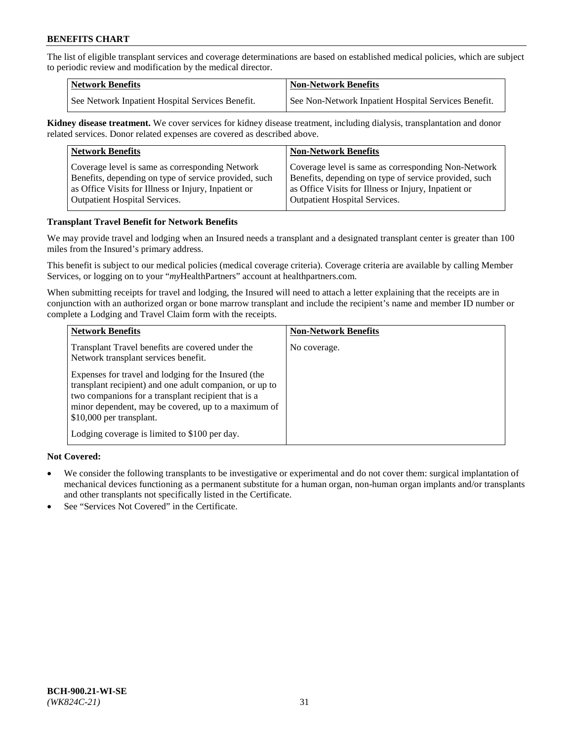The list of eligible transplant services and coverage determinations are based on established medical policies, which are subject to periodic review and modification by the medical director.

| Network Benefits | Non-Network Benefits |
|---|---|
| See Network Inpatient Hospital Services Benefit. | See Non-Network Inpatient Hospital Services Benefit. |

**Kidney disease treatment.** We cover services for kidney disease treatment, including dialysis, transplantation and donor related services. Donor related expenses are covered as described above.

| Network Benefits | Non-Network Benefits |
|---|---|
| Coverage level is same as corresponding Network Benefits, depending on type of service provided, such as Office Visits for Illness or Injury, Inpatient or Outpatient Hospital Services. | Coverage level is same as corresponding Non-Network Benefits, depending on type of service provided, such as Office Visits for Illness or Injury, Inpatient or Outpatient Hospital Services. |

**Transplant Travel Benefit for Network Benefits**

We may provide travel and lodging when an Insured needs a transplant and a designated transplant center is greater than 100 miles from the Insured's primary address.

This benefit is subject to our medical policies (medical coverage criteria). Coverage criteria are available by calling Member Services, or logging on to your "*my*HealthPartners" account at healthpartners.com.

When submitting receipts for travel and lodging, the Insured will need to attach a letter explaining that the receipts are in conjunction with an authorized organ or bone marrow transplant and include the recipient's name and member ID number or complete a Lodging and Travel Claim form with the receipts.

| Network Benefits | Non-Network Benefits |
|---|---|
| Transplant Travel benefits are covered under the Network transplant services benefit.<br><br>Expenses for travel and lodging for the Insured (the transplant recipient) and one adult companion, or up to two companions for a transplant recipient that is a minor dependent, may be covered, up to a maximum of $10,000 per transplant.<br><br>Lodging coverage is limited to $100 per day. | No coverage. |

**Not Covered:**

- We consider the following transplants to be investigative or experimental and do not cover them: surgical implantation of mechanical devices functioning as a permanent substitute for a human organ, non-human organ implants and/or transplants and other transplants not specifically listed in the Certificate.
- See "Services Not Covered" in the Certificate.